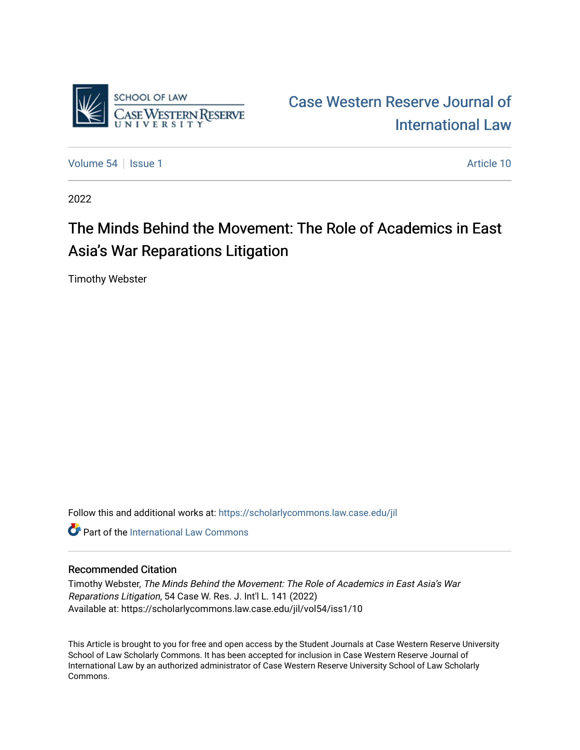Case Western Reserve Journal of International Law

Volume 54 | Issue 1 — Article 10

2022

# The Minds Behind the Movement: The Role of Academics in East Asia's War Reparations Litigation

Timothy Webster

Follow this and additional works at: https://scholarlycommons.law.case.edu/jil

Part of the International Law Commons

## Recommended Citation

Timothy Webster, *The Minds Behind the Movement: The Role of Academics in East Asia's War Reparations Litigation*, 54 Case W. Res. J. Int'l L. 141 (2022)
Available at: https://scholarlycommons.law.case.edu/jil/vol54/iss1/10

This Article is brought to you for free and open access by the Student Journals at Case Western Reserve University School of Law Scholarly Commons. It has been accepted for inclusion in Case Western Reserve Journal of International Law by an authorized administrator of Case Western Reserve University School of Law Scholarly Commons.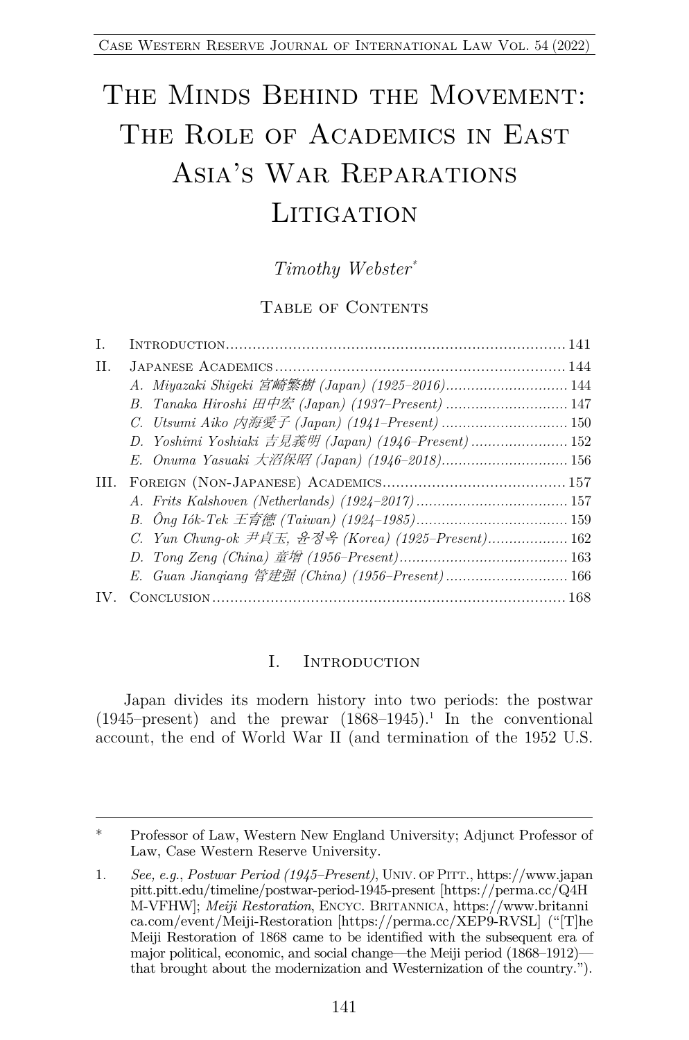# The Minds Behind the Movement: The Role of Academics in East Asia's War Reparations Litigation

*Timothy Webster*[*]

## Table of Contents

I. Introduction ........................................................................ 141

II. Japanese Academics ............................................................ 144

*A. Miyazaki Shigeki 宮崎繁樹 (Japan) (1925–2016)* ............................ 144

*B. Tanaka Hiroshi 田中宏 (Japan) (1937–Present)* ............................ 147

*C. Utsumi Aiko 内海愛子 (Japan) (1941–Present)* ............................. 150

*D. Yoshimi Yoshiaki 吉見義明 (Japan) (1946–Present)* ....................... 152

*E. Onuma Yasuaki 大沼保昭 (Japan) (1946–2018)* ............................. 156

III. Foreign (Non-Japanese) Academics ......................................... 157

*A. Frits Kalshoven (Netherlands) (1924–2017)* ................................... 157

*B. Ông Iók-Tek 王育德 (Taiwan) (1924–1985)* ................................... 159

*C. Yun Chung-ok 尹貞玉, 윤정옥 (Korea) (1925–Present)* .................. 162

*D. Tong Zeng (China) 童增 (1956–Present)* ....................................... 163

*E. Guan Jianqiang 管建强 (China) (1956–Present)* ............................ 166

IV. Conclusion ............................................................................ 168

## I. Introduction

Japan divides its modern history into two periods: the postwar (1945–present) and the prewar (1868–1945).[1] In the conventional account, the end of World War II (and termination of the 1952 U.S.

---

\* Professor of Law, Western New England University; Adjunct Professor of Law, Case Western Reserve University.

1. *See, e.g.*, *Postwar Period (1945–Present)*, Univ. of Pitt., https://www.japanpitt.pitt.edu/timeline/postwar-period-1945-present [https://perma.cc/Q4HM-VFHW]; *Meiji Restoration*, Encyc. Britannica, https://www.britannica.com/event/Meiji-Restoration [https://perma.cc/XEP9-RVSL] ("[T]he Meiji Restoration of 1868 came to be identified with the subsequent era of major political, economic, and social change—the Meiji period (1868–1912)—that brought about the modernization and Westernization of the country.").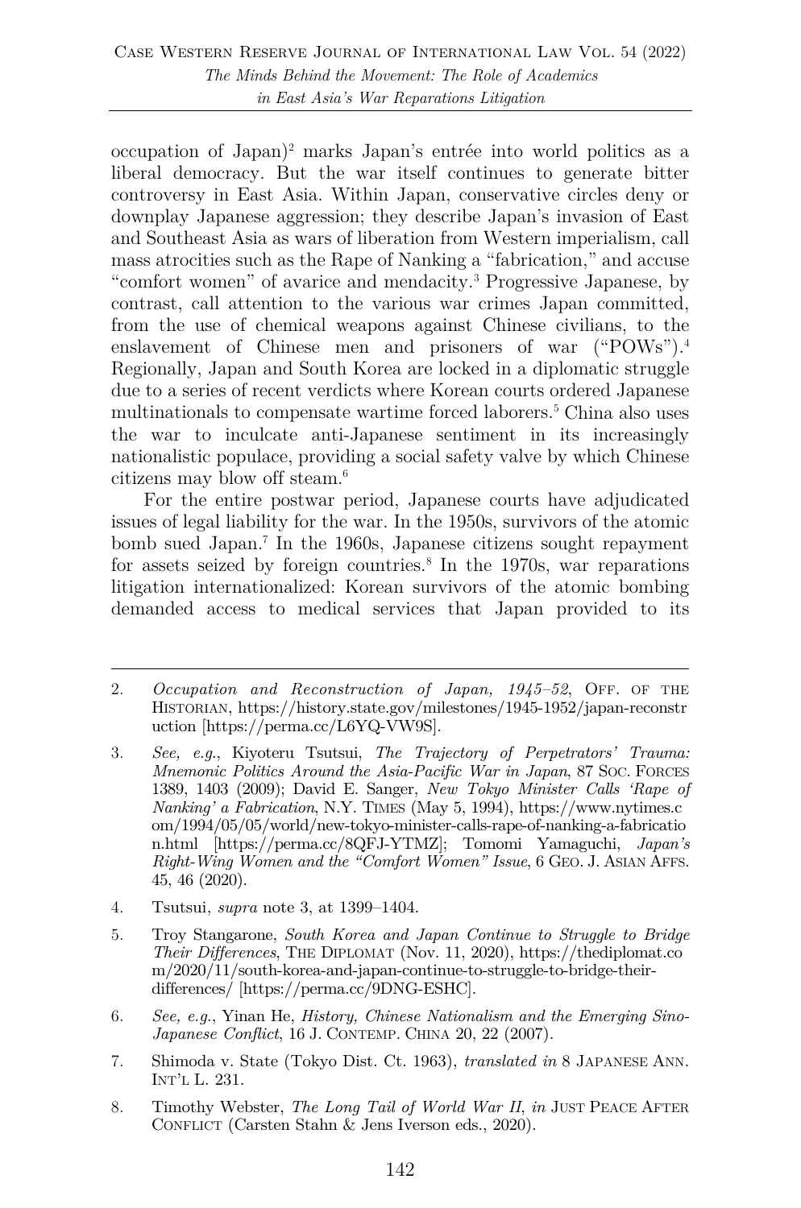occupation of Japan)[2] marks Japan's entrée into world politics as a liberal democracy. But the war itself continues to generate bitter controversy in East Asia. Within Japan, conservative circles deny or downplay Japanese aggression; they describe Japan's invasion of East and Southeast Asia as wars of liberation from Western imperialism, call mass atrocities such as the Rape of Nanking a "fabrication," and accuse "comfort women" of avarice and mendacity.[3] Progressive Japanese, by contrast, call attention to the various war crimes Japan committed, from the use of chemical weapons against Chinese civilians, to the enslavement of Chinese men and prisoners of war ("POWs").[4] Regionally, Japan and South Korea are locked in a diplomatic struggle due to a series of recent verdicts where Korean courts ordered Japanese multinationals to compensate wartime forced laborers.[5] China also uses the war to inculcate anti-Japanese sentiment in its increasingly nationalistic populace, providing a social safety valve by which Chinese citizens may blow off steam.[6]

For the entire postwar period, Japanese courts have adjudicated issues of legal liability for the war. In the 1950s, survivors of the atomic bomb sued Japan.[7] In the 1960s, Japanese citizens sought repayment for assets seized by foreign countries.[8] In the 1970s, war reparations litigation internationalized: Korean survivors of the atomic bombing demanded access to medical services that Japan provided to its

---

2. *Occupation and Reconstruction of Japan, 1945–52*, OFF. OF THE HISTORIAN, https://history.state.gov/milestones/1945-1952/japan-reconstruction [https://perma.cc/L6YQ-VW9S].

3. *See, e.g.*, Kiyoteru Tsutsui, *The Trajectory of Perpetrators' Trauma: Mnemonic Politics Around the Asia-Pacific War in Japan*, 87 SOC. FORCES 1389, 1403 (2009); David E. Sanger, *New Tokyo Minister Calls 'Rape of Nanking' a Fabrication*, N.Y. TIMES (May 5, 1994), https://www.nytimes.com/1994/05/05/world/new-tokyo-minister-calls-rape-of-nanking-a-fabrication.html [https://perma.cc/8QFJ-YTMZ]; Tomomi Yamaguchi, *Japan's Right-Wing Women and the "Comfort Women" Issue*, 6 GEO. J. ASIAN AFFS. 45, 46 (2020).

4. Tsutsui, *supra* note 3, at 1399–1404.

5. Troy Stangarone, *South Korea and Japan Continue to Struggle to Bridge Their Differences*, THE DIPLOMAT (Nov. 11, 2020), https://thediplomat.com/2020/11/south-korea-and-japan-continue-to-struggle-to-bridge-their-differences/ [https://perma.cc/9DNG-ESHC].

6. *See, e.g.*, Yinan He, *History, Chinese Nationalism and the Emerging Sino-Japanese Conflict*, 16 J. CONTEMP. CHINA 20, 22 (2007).

7. Shimoda v. State (Tokyo Dist. Ct. 1963), *translated in* 8 JAPANESE ANN. INT'L L. 231.

8. Timothy Webster, *The Long Tail of World War II*, *in* JUST PEACE AFTER CONFLICT (Carsten Stahn & Jens Iverson eds., 2020).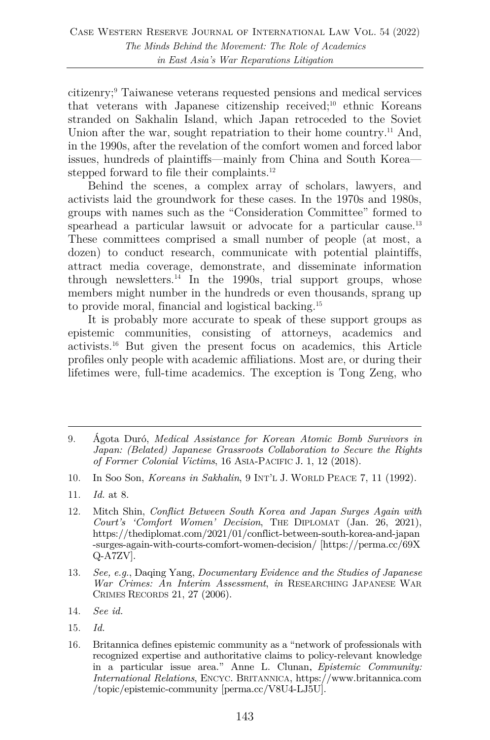citizenry;[9] Taiwanese veterans requested pensions and medical services that veterans with Japanese citizenship received;[10] ethnic Koreans stranded on Sakhalin Island, which Japan retroceded to the Soviet Union after the war, sought repatriation to their home country.[11] And, in the 1990s, after the revelation of the comfort women and forced labor issues, hundreds of plaintiffs—mainly from China and South Korea—stepped forward to file their complaints.[12]

Behind the scenes, a complex array of scholars, lawyers, and activists laid the groundwork for these cases. In the 1970s and 1980s, groups with names such as the "Consideration Committee" formed to spearhead a particular lawsuit or advocate for a particular cause.[13] These committees comprised a small number of people (at most, a dozen) to conduct research, communicate with potential plaintiffs, attract media coverage, demonstrate, and disseminate information through newsletters.[14] In the 1990s, trial support groups, whose members might number in the hundreds or even thousands, sprang up to provide moral, financial and logistical backing.[15]

It is probably more accurate to speak of these support groups as epistemic communities, consisting of attorneys, academics and activists.[16] But given the present focus on academics, this Article profiles only people with academic affiliations. Most are, or during their lifetimes were, full-time academics. The exception is Tong Zeng, who

---

9. Ágota Duró, *Medical Assistance for Korean Atomic Bomb Survivors in Japan: (Belated) Japanese Grassroots Collaboration to Secure the Rights of Former Colonial Victims*, 16 Asia-Pacific J. 1, 12 (2018).

10. In Soo Son, *Koreans in Sakhalin*, 9 Int'l J. World Peace 7, 11 (1992).

11. *Id.* at 8.

12. Mitch Shin, *Conflict Between South Korea and Japan Surges Again with Court's 'Comfort Women' Decision*, The Diplomat (Jan. 26, 2021), https://thediplomat.com/2021/01/conflict-between-south-korea-and-japan-surges-again-with-courts-comfort-women-decision/ [https://perma.cc/69XQ-A7ZV].

13. *See, e.g.*, Daqing Yang, *Documentary Evidence and the Studies of Japanese War Crimes: An Interim Assessment*, *in* Researching Japanese War Crimes Records 21, 27 (2006).

14. *See id.*

15. *Id.*

16. Britannica defines epistemic community as a "network of professionals with recognized expertise and authoritative claims to policy-relevant knowledge in a particular issue area." Anne L. Clunan, *Epistemic Community: International Relations*, Encyc. Britannica, https://www.britannica.com/topic/epistemic-community [perma.cc/V8U4-LJ5U].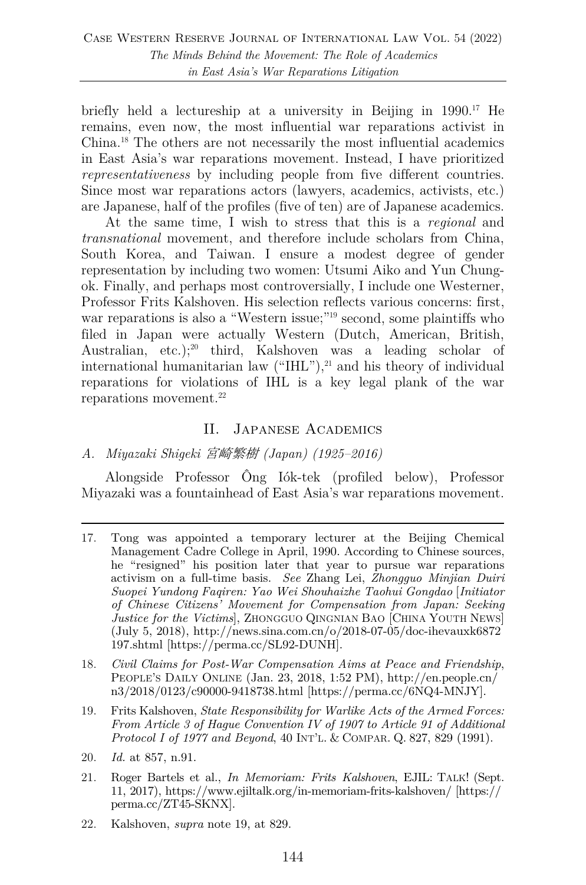briefly held a lectureship at a university in Beijing in 1990.[17] He remains, even now, the most influential war reparations activist in China.[18] The others are not necessarily the most influential academics in East Asia's war reparations movement. Instead, I have prioritized *representativeness* by including people from five different countries. Since most war reparations actors (lawyers, academics, activists, etc.) are Japanese, half of the profiles (five of ten) are of Japanese academics.

At the same time, I wish to stress that this is a *regional* and *transnational* movement, and therefore include scholars from China, South Korea, and Taiwan. I ensure a modest degree of gender representation by including two women: Utsumi Aiko and Yun Chung-ok. Finally, and perhaps most controversially, I include one Westerner, Professor Frits Kalshoven. His selection reflects various concerns: first, war reparations is also a "Western issue;"[19] second, some plaintiffs who filed in Japan were actually Western (Dutch, American, British, Australian, etc.);[20] third, Kalshoven was a leading scholar of international humanitarian law ("IHL"),[21] and his theory of individual reparations for violations of IHL is a key legal plank of the war reparations movement.[22]

## II. Japanese Academics

### *A. Miyazaki Shigeki 宮崎繁樹 (Japan) (1925–2016)*

Alongside Professor Ông Iók-tek (profiled below), Professor Miyazaki was a fountainhead of East Asia's war reparations movement.

---

17. Tong was appointed a temporary lecturer at the Beijing Chemical Management Cadre College in April, 1990. According to Chinese sources, he "resigned" his position later that year to pursue war reparations activism on a full-time basis. *See* Zhang Lei, *Zhongguo Minjian Duiri Suopei Yundong Faqiren: Yao Wei Shouhaizhe Taohui Gongdao* [*Initiator of Chinese Citizens' Movement for Compensation from Japan: Seeking Justice for the Victims*], Zhongguo Qingnian Bao [China Youth News] (July 5, 2018), http://news.sina.com.cn/o/2018-07-05/doc-ihevauxk6872197.shtml [https://perma.cc/SL92-DUNH].

18. *Civil Claims for Post-War Compensation Aims at Peace and Friendship*, People's Daily Online (Jan. 23, 2018, 1:52 PM), http://en.people.cn/n3/2018/0123/c90000-9418738.html [https://perma.cc/6NQ4-MNJY].

19. Frits Kalshoven, *State Responsibility for Warlike Acts of the Armed Forces: From Article 3 of Hague Convention IV of 1907 to Article 91 of Additional Protocol I of 1977 and Beyond*, 40 Int'l. & Compar. Q. 827, 829 (1991).

20. *Id.* at 857, n.91.

21. Roger Bartels et al., *In Memoriam: Frits Kalshoven*, EJIL: Talk! (Sept. 11, 2017), https://www.ejiltalk.org/in-memoriam-frits-kalshoven/ [https://perma.cc/ZT45-SKNX].

22. Kalshoven, *supra* note 19, at 829.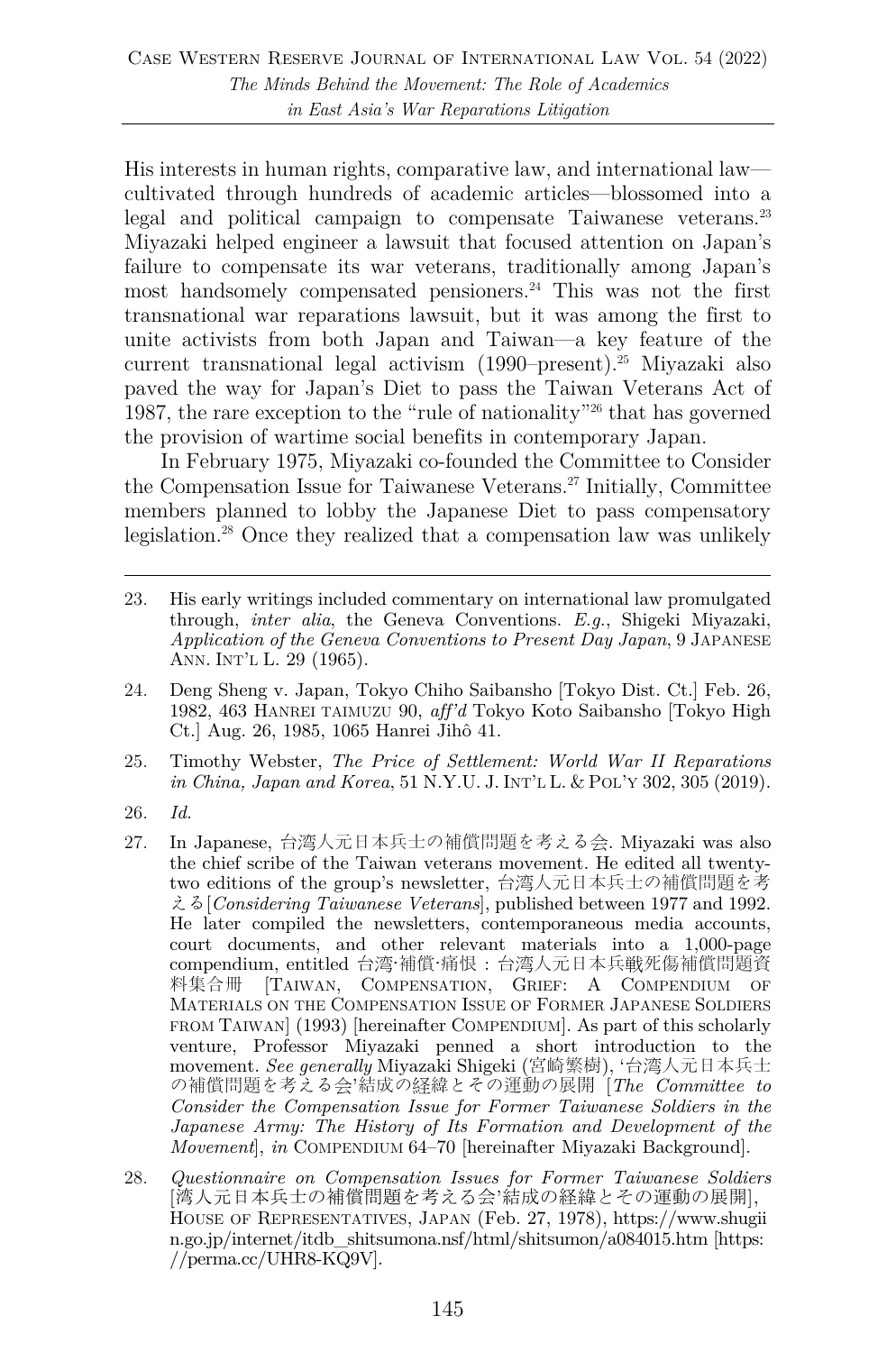His interests in human rights, comparative law, and international law—cultivated through hundreds of academic articles—blossomed into a legal and political campaign to compensate Taiwanese veterans.[23] Miyazaki helped engineer a lawsuit that focused attention on Japan's failure to compensate its war veterans, traditionally among Japan's most handsomely compensated pensioners.[24] This was not the first transnational war reparations lawsuit, but it was among the first to unite activists from both Japan and Taiwan—a key feature of the current transnational legal activism (1990–present).[25] Miyazaki also paved the way for Japan's Diet to pass the Taiwan Veterans Act of 1987, the rare exception to the "rule of nationality"[26] that has governed the provision of wartime social benefits in contemporary Japan.

In February 1975, Miyazaki co-founded the Committee to Consider the Compensation Issue for Taiwanese Veterans.[27] Initially, Committee members planned to lobby the Japanese Diet to pass compensatory legislation.[28] Once they realized that a compensation law was unlikely

---

23. His early writings included commentary on international law promulgated through, *inter alia*, the Geneva Conventions. *E.g.*, Shigeki Miyazaki, *Application of the Geneva Conventions to Present Day Japan*, 9 JAPANESE ANN. INT'L L. 29 (1965).

24. Deng Sheng v. Japan, Tokyo Chiho Saibansho [Tokyo Dist. Ct.] Feb. 26, 1982, 463 HANREI TAIMUZU 90, *aff'd* Tokyo Koto Saibansho [Tokyo High Ct.] Aug. 26, 1985, 1065 Hanrei Jihô 41.

25. Timothy Webster, *The Price of Settlement: World War II Reparations in China, Japan and Korea*, 51 N.Y.U. J. INT'L L. & POL'Y 302, 305 (2019).

26. *Id.*

27. In Japanese, 台湾人元日本兵士の補償問題を考える会. Miyazaki was also the chief scribe of the Taiwan veterans movement. He edited all twenty-two editions of the group's newsletter, 台湾人元日本兵士の補償問題を考える [*Considering Taiwanese Veterans*], published between 1977 and 1992. He later compiled the newsletters, contemporaneous media accounts, court documents, and other relevant materials into a 1,000-page compendium, entitled 台湾·補償·痛恨：台湾人元日本兵戦死傷補償問題資料集合冊 [TAIWAN, COMPENSATION, GRIEF: A COMPENDIUM OF MATERIALS ON THE COMPENSATION ISSUE OF FORMER JAPANESE SOLDIERS FROM TAIWAN] (1993) [hereinafter COMPENDIUM]. As part of this scholarly venture, Professor Miyazaki penned a short introduction to the movement. *See generally* Miyazaki Shigeki (宮崎繁樹), '台湾人元日本兵士の補償問題を考える会'結成の経緯とその運動の展開 [*The Committee to Consider the Compensation Issue for Former Taiwanese Soldiers in the Japanese Army: The History of Its Formation and Development of the Movement*], *in* COMPENDIUM 64–70 [hereinafter Miyazaki Background].

28. *Questionnaire on Compensation Issues for Former Taiwanese Soldiers* [湾人元日本兵士の補償問題を考える会'結成の経緯とその運動の展開], HOUSE OF REPRESENTATIVES, JAPAN (Feb. 27, 1978), https://www.shugiin.go.jp/internet/itdb_shitsumona.nsf/html/shitsumon/a084015.htm [https://perma.cc/UHR8-KQ9V].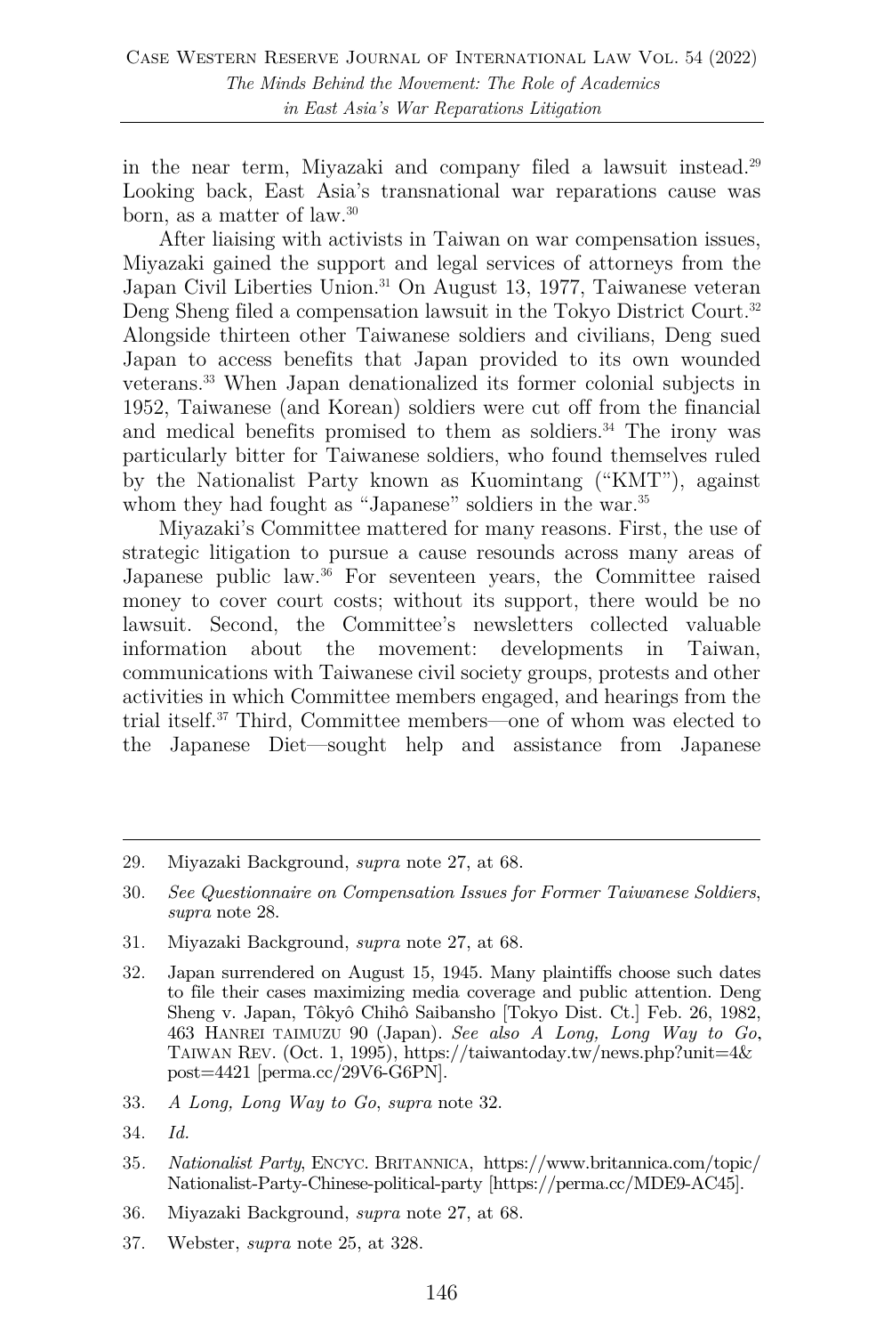in the near term, Miyazaki and company filed a lawsuit instead.[29] Looking back, East Asia's transnational war reparations cause was born, as a matter of law.[30]

After liaising with activists in Taiwan on war compensation issues, Miyazaki gained the support and legal services of attorneys from the Japan Civil Liberties Union.[31] On August 13, 1977, Taiwanese veteran Deng Sheng filed a compensation lawsuit in the Tokyo District Court.[32] Alongside thirteen other Taiwanese soldiers and civilians, Deng sued Japan to access benefits that Japan provided to its own wounded veterans.[33] When Japan denationalized its former colonial subjects in 1952, Taiwanese (and Korean) soldiers were cut off from the financial and medical benefits promised to them as soldiers.[34] The irony was particularly bitter for Taiwanese soldiers, who found themselves ruled by the Nationalist Party known as Kuomintang ("KMT"), against whom they had fought as "Japanese" soldiers in the war.[35]

Miyazaki's Committee mattered for many reasons. First, the use of strategic litigation to pursue a cause resounds across many areas of Japanese public law.[36] For seventeen years, the Committee raised money to cover court costs; without its support, there would be no lawsuit. Second, the Committee's newsletters collected valuable information about the movement: developments in Taiwan, communications with Taiwanese civil society groups, protests and other activities in which Committee members engaged, and hearings from the trial itself.[37] Third, Committee members—one of whom was elected to the Japanese Diet—sought help and assistance from Japanese

---

29. Miyazaki Background, *supra* note 27, at 68.

30. *See Questionnaire on Compensation Issues for Former Taiwanese Soldiers*, *supra* note 28.

31. Miyazaki Background, *supra* note 27, at 68.

32. Japan surrendered on August 15, 1945. Many plaintiffs choose such dates to file their cases maximizing media coverage and public attention. Deng Sheng v. Japan, Tôkyô Chihô Saibansho [Tokyo Dist. Ct.] Feb. 26, 1982, 463 HANREI TAIMUZU 90 (Japan). *See also A Long, Long Way to Go*, TAIWAN REV. (Oct. 1, 1995), https://taiwantoday.tw/news.php?unit=4&post=4421 [perma.cc/29V6-G6PN].

33. *A Long, Long Way to Go*, *supra* note 32.

34. *Id.*

35. *Nationalist Party*, ENCYC. BRITANNICA, https://www.britannica.com/topic/Nationalist-Party-Chinese-political-party [https://perma.cc/MDE9-AC45].

36. Miyazaki Background, *supra* note 27, at 68.

37. Webster, *supra* note 25, at 328.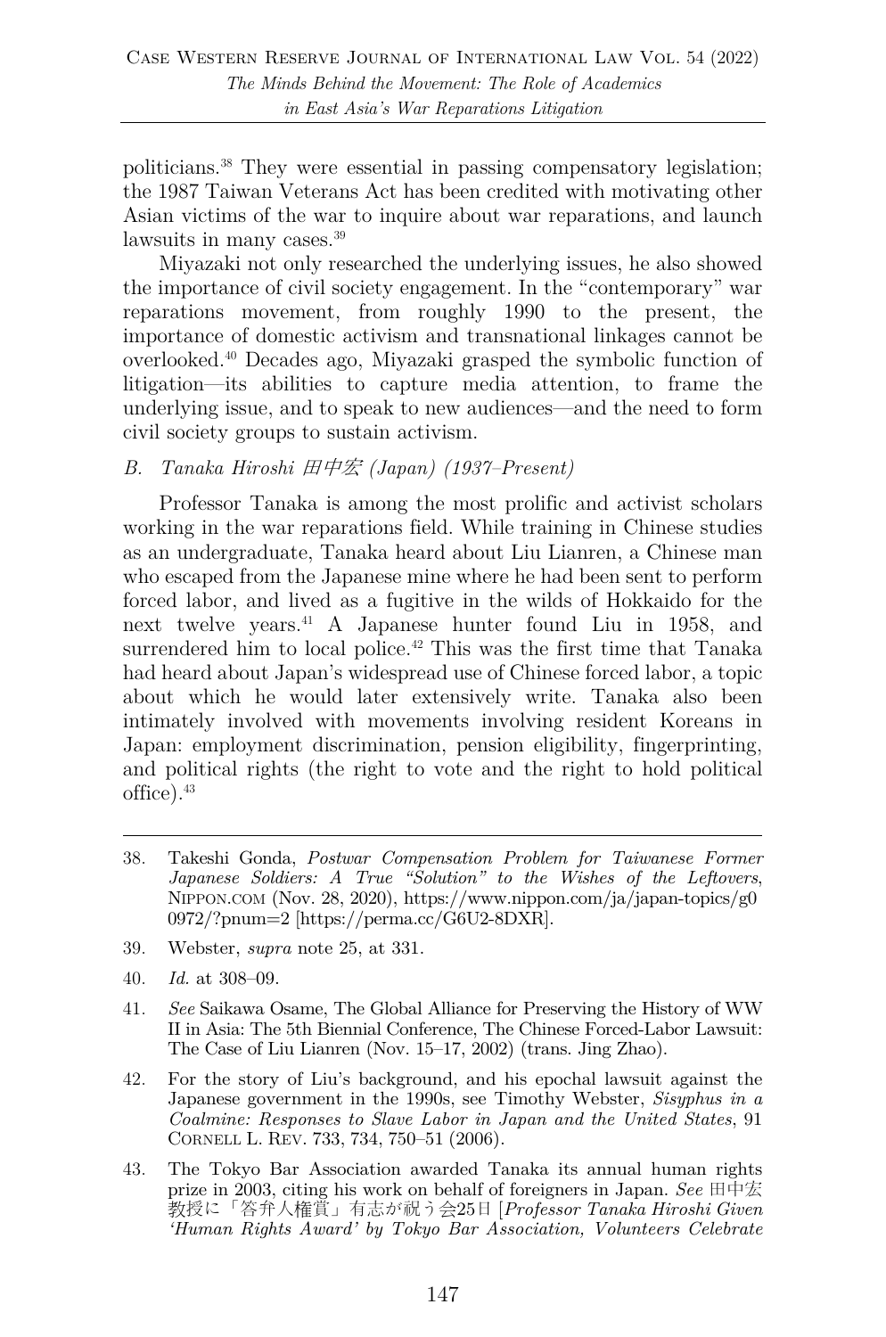politicians.[38] They were essential in passing compensatory legislation; the 1987 Taiwan Veterans Act has been credited with motivating other Asian victims of the war to inquire about war reparations, and launch lawsuits in many cases.[39]

Miyazaki not only researched the underlying issues, he also showed the importance of civil society engagement. In the "contemporary" war reparations movement, from roughly 1990 to the present, the importance of domestic activism and transnational linkages cannot be overlooked.[40] Decades ago, Miyazaki grasped the symbolic function of litigation—its abilities to capture media attention, to frame the underlying issue, and to speak to new audiences—and the need to form civil society groups to sustain activism.

### *B. Tanaka Hiroshi 田中宏 (Japan) (1937–Present)*

Professor Tanaka is among the most prolific and activist scholars working in the war reparations field. While training in Chinese studies as an undergraduate, Tanaka heard about Liu Lianren, a Chinese man who escaped from the Japanese mine where he had been sent to perform forced labor, and lived as a fugitive in the wilds of Hokkaido for the next twelve years.[41] A Japanese hunter found Liu in 1958, and surrendered him to local police.[42] This was the first time that Tanaka had heard about Japan's widespread use of Chinese forced labor, a topic about which he would later extensively write. Tanaka also been intimately involved with movements involving resident Koreans in Japan: employment discrimination, pension eligibility, fingerprinting, and political rights (the right to vote and the right to hold political office).[43]

---

38. Takeshi Gonda, *Postwar Compensation Problem for Taiwanese Former Japanese Soldiers: A True "Solution" to the Wishes of the Leftovers*, NIPPON.COM (Nov. 28, 2020), https://www.nippon.com/ja/japan-topics/g00972/?pnum=2 [https://perma.cc/G6U2-8DXR].

39. Webster, *supra* note 25, at 331.

40. *Id.* at 308–09.

41. *See* Saikawa Osame, The Global Alliance for Preserving the History of WW II in Asia: The 5th Biennial Conference, The Chinese Forced-Labor Lawsuit: The Case of Liu Lianren (Nov. 15–17, 2002) (trans. Jing Zhao).

42. For the story of Liu's background, and his epochal lawsuit against the Japanese government in the 1990s, see Timothy Webster, *Sisyphus in a Coalmine: Responses to Slave Labor in Japan and the United States*, 91 CORNELL L. REV. 733, 734, 750–51 (2006).

43. The Tokyo Bar Association awarded Tanaka its annual human rights prize in 2003, citing his work on behalf of foreigners in Japan. *See* 田中宏教授に「答弁人権賞」有志が祝う会25日 [*Professor Tanaka Hiroshi Given 'Human Rights Award' by Tokyo Bar Association, Volunteers Celebrate*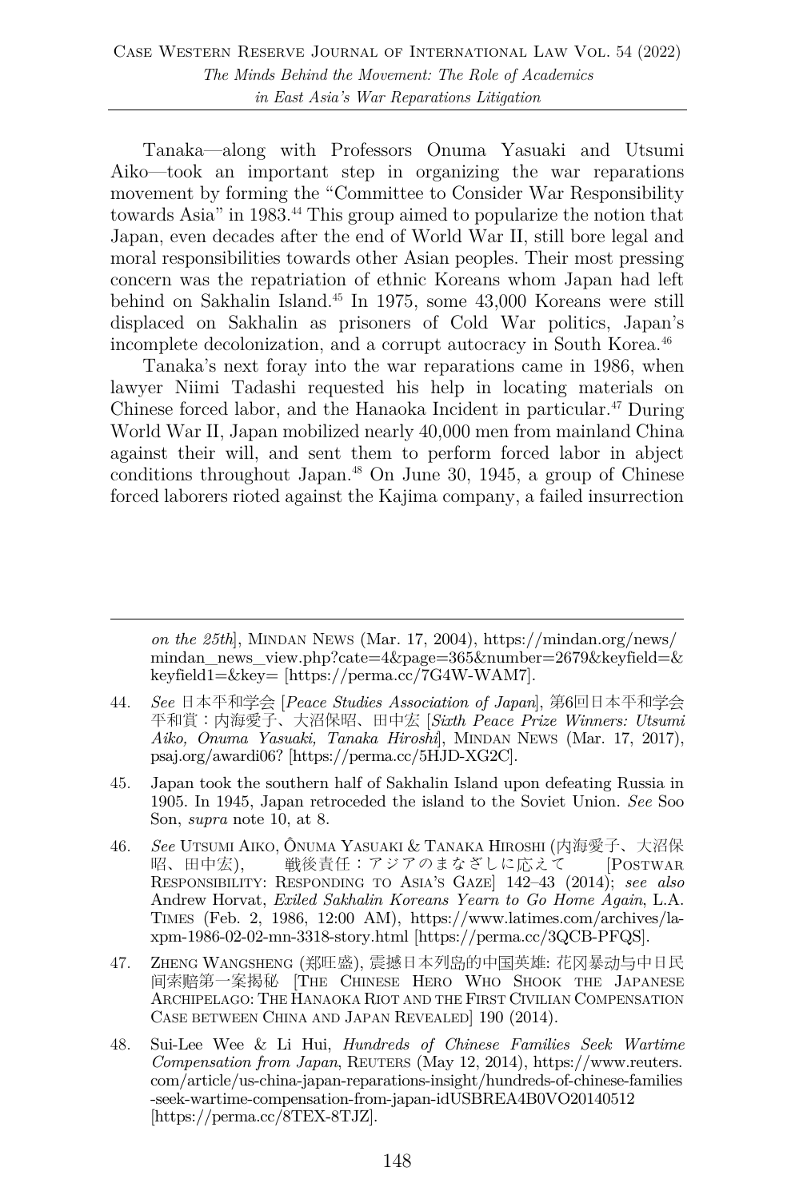Tanaka—along with Professors Onuma Yasuaki and Utsumi Aiko—took an important step in organizing the war reparations movement by forming the "Committee to Consider War Responsibility towards Asia" in 1983.[44] This group aimed to popularize the notion that Japan, even decades after the end of World War II, still bore legal and moral responsibilities towards other Asian peoples. Their most pressing concern was the repatriation of ethnic Koreans whom Japan had left behind on Sakhalin Island.[45] In 1975, some 43,000 Koreans were still displaced on Sakhalin as prisoners of Cold War politics, Japan's incomplete decolonization, and a corrupt autocracy in South Korea.[46]

Tanaka's next foray into the war reparations came in 1986, when lawyer Niimi Tadashi requested his help in locating materials on Chinese forced labor, and the Hanaoka Incident in particular.[47] During World War II, Japan mobilized nearly 40,000 men from mainland China against their will, and sent them to perform forced labor in abject conditions throughout Japan.[48] On June 30, 1945, a group of Chinese forced laborers rioted against the Kajima company, a failed insurrection

---

*on the 25th*], MINDAN NEWS (Mar. 17, 2004), https://mindan.org/news/mindan_news_view.php?cate=4&page=365&number=2679&keyfield=&keyfield1=&key= [https://perma.cc/7G4W-WAM7].

44. *See* 日本平和学会 [*Peace Studies Association of Japan*], 第6回日本平和学会平和賞：内海愛子、大沼保昭、田中宏 [*Sixth Peace Prize Winners: Utsumi Aiko, Onuma Yasuaki, Tanaka Hiroshi*], MINDAN NEWS (Mar. 17, 2017), psaj.org/awardi06? [https://perma.cc/5HJD-XG2C].

45. Japan took the southern half of Sakhalin Island upon defeating Russia in 1905. In 1945, Japan retroceded the island to the Soviet Union. *See* Soo Son, *supra* note 10, at 8.

46. *See* UTSUMI AIKO, ÔNUMA YASUAKI & TANAKA HIROSHI (内海愛子、大沼保昭、田中宏), 戦後責任：アジアのまなざしに応えて [POSTWAR RESPONSIBILITY: RESPONDING TO ASIA'S GAZE] 142–43 (2014); *see also* Andrew Horvat, *Exiled Sakhalin Koreans Yearn to Go Home Again*, L.A. TIMES (Feb. 2, 1986, 12:00 AM), https://www.latimes.com/archives/la-xpm-1986-02-02-mn-3318-story.html [https://perma.cc/3QCB-PFQS].

47. ZHENG WANGSHENG (郑旺盛), 震撼日本列岛的中国英雄: 花冈暴动与中日民间索赔第一案揭秘 [THE CHINESE HERO WHO SHOOK THE JAPANESE ARCHIPELAGO: THE HANAOKA RIOT AND THE FIRST CIVILIAN COMPENSATION CASE BETWEEN CHINA AND JAPAN REVEALED] 190 (2014).

48. Sui-Lee Wee & Li Hui, *Hundreds of Chinese Families Seek Wartime Compensation from Japan*, REUTERS (May 12, 2014), https://www.reuters.com/article/us-china-japan-reparations-insight/hundreds-of-chinese-families-seek-wartime-compensation-from-japan-idUSBREA4B0VO20140512 [https://perma.cc/8TEX-8TJZ].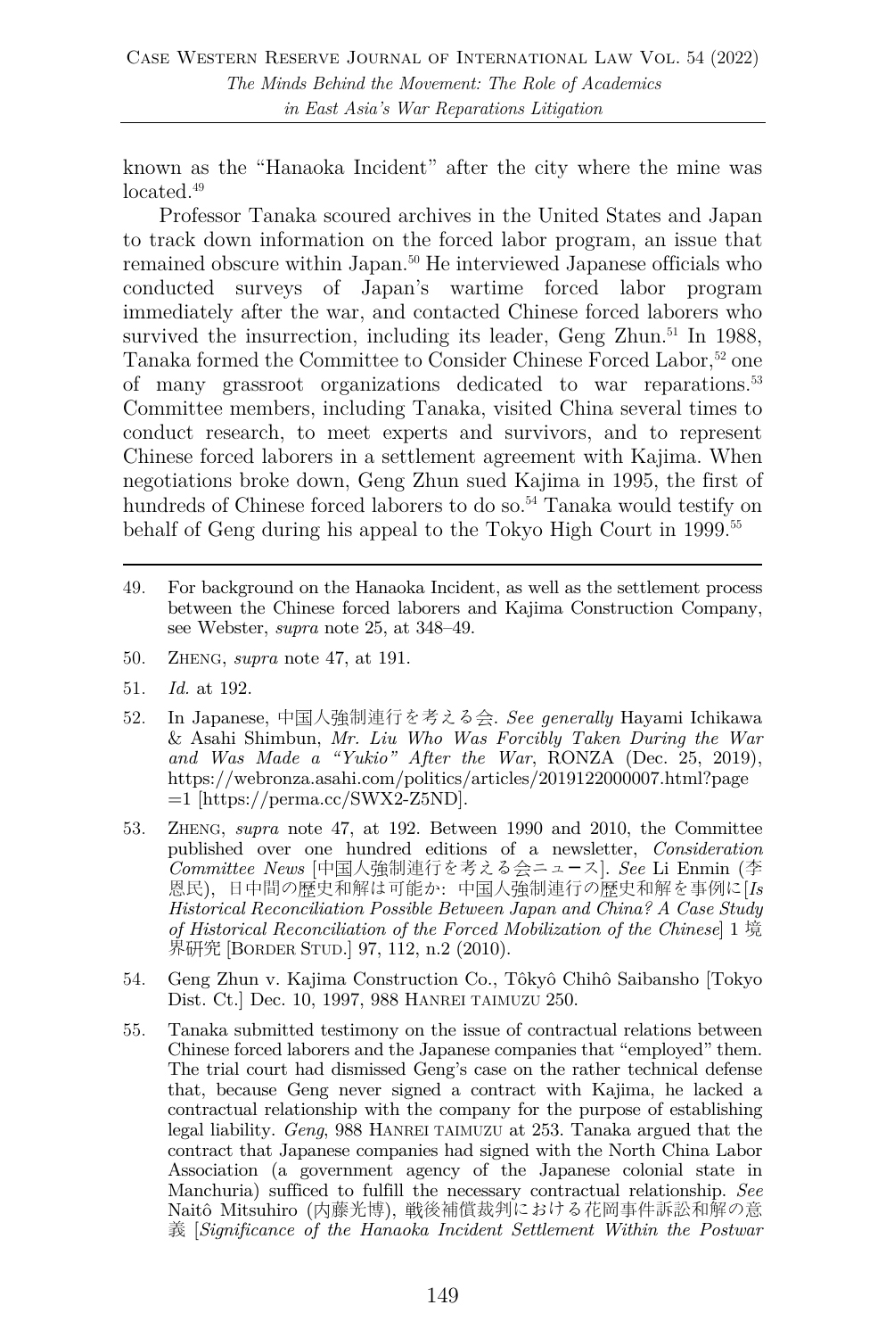known as the "Hanaoka Incident" after the city where the mine was located.[49]

Professor Tanaka scoured archives in the United States and Japan to track down information on the forced labor program, an issue that remained obscure within Japan.[50] He interviewed Japanese officials who conducted surveys of Japan's wartime forced labor program immediately after the war, and contacted Chinese forced laborers who survived the insurrection, including its leader, Geng Zhun.[51] In 1988, Tanaka formed the Committee to Consider Chinese Forced Labor,[52] one of many grassroot organizations dedicated to war reparations.[53] Committee members, including Tanaka, visited China several times to conduct research, to meet experts and survivors, and to represent Chinese forced laborers in a settlement agreement with Kajima. When negotiations broke down, Geng Zhun sued Kajima in 1995, the first of hundreds of Chinese forced laborers to do so.[54] Tanaka would testify on behalf of Geng during his appeal to the Tokyo High Court in 1999.[55]

---

49. For background on the Hanaoka Incident, as well as the settlement process between the Chinese forced laborers and Kajima Construction Company, see Webster, *supra* note 25, at 348–49.

50. Zheng, *supra* note 47, at 191.

51. *Id.* at 192.

52. In Japanese, 中国人強制連行を考える会. *See generally* Hayami Ichikawa & Asahi Shimbun, *Mr. Liu Who Was Forcibly Taken During the War and Was Made a "Yukio" After the War*, RONZA (Dec. 25, 2019), https://webronza.asahi.com/politics/articles/2019122000007.html?page=1 [https://perma.cc/SWX2-Z5ND].

53. Zheng, *supra* note 47, at 192. Between 1990 and 2010, the Committee published over one hundred editions of a newsletter, *Consideration Committee News* [中国人強制連行を考える会ニュース]. *See* Li Enmin (李恩民), 日中間の歴史和解は可能か: 中国人強制連行の歴史和解を事例に[*Is Historical Reconciliation Possible Between Japan and China? A Case Study of Historical Reconciliation of the Forced Mobilization of the Chinese*] 1 境界研究 [Border Stud.] 97, 112, n.2 (2010).

54. Geng Zhun v. Kajima Construction Co., Tôkyô Chihô Saibansho [Tokyo Dist. Ct.] Dec. 10, 1997, 988 Hanrei Taimuzu 250.

55. Tanaka submitted testimony on the issue of contractual relations between Chinese forced laborers and the Japanese companies that "employed" them. The trial court had dismissed Geng's case on the rather technical defense that, because Geng never signed a contract with Kajima, he lacked a contractual relationship with the company for the purpose of establishing legal liability. *Geng*, 988 Hanrei Taimuzu at 253. Tanaka argued that the contract that Japanese companies had signed with the North China Labor Association (a government agency of the Japanese colonial state in Manchuria) sufficed to fulfill the necessary contractual relationship. *See* Naitô Mitsuhiro (内藤光博), 戦後補償裁判における花岡事件訴訟和解の意義 [*Significance of the Hanaoka Incident Settlement Within the Postwar*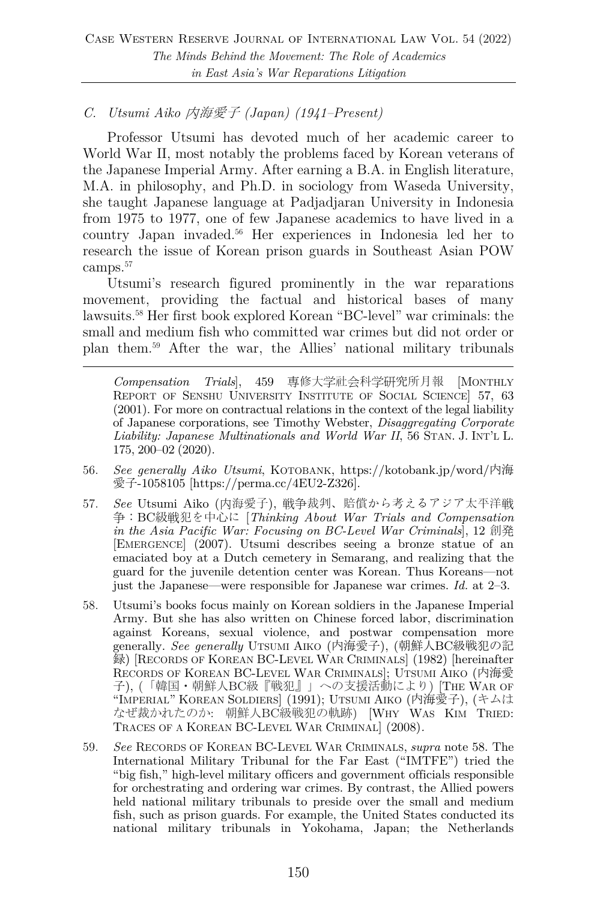### *C. Utsumi Aiko 内海愛子 (Japan) (1941–Present)*

Professor Utsumi has devoted much of her academic career to World War II, most notably the problems faced by Korean veterans of the Japanese Imperial Army. After earning a B.A. in English literature, M.A. in philosophy, and Ph.D. in sociology from Waseda University, she taught Japanese language at Padjadjaran University in Indonesia from 1975 to 1977, one of few Japanese academics to have lived in a country Japan invaded.[56] Her experiences in Indonesia led her to research the issue of Korean prison guards in Southeast Asian POW camps.[57]

Utsumi's research figured prominently in the war reparations movement, providing the factual and historical bases of many lawsuits.[58] Her first book explored Korean "BC-level" war criminals: the small and medium fish who committed war crimes but did not order or plan them.[59] After the war, the Allies' national military tribunals

---

*Compensation Trials*], 459 専修大学社会科学研究所月報 [MONTHLY REPORT OF SENSHU UNIVERSITY INSTITUTE OF SOCIAL SCIENCE] 57, 63 (2001). For more on contractual relations in the context of the legal liability of Japanese corporations, see Timothy Webster, *Disaggregating Corporate Liability: Japanese Multinationals and World War II*, 56 STAN. J. INT'L L. 175, 200–02 (2020).

56. *See generally Aiko Utsumi*, KOTOBANK, https://kotobank.jp/word/内海愛子-1058105 [https://perma.cc/4EU2-Z326].

57. *See* Utsumi Aiko (内海愛子), 戦争裁判、賠償から考えるアジア太平洋戦争：BC級戦犯を中心に [*Thinking About War Trials and Compensation in the Asia Pacific War: Focusing on BC-Level War Criminals*], 12 創発 [EMERGENCE] (2007). Utsumi describes seeing a bronze statue of an emaciated boy at a Dutch cemetery in Semarang, and realizing that the guard for the juvenile detention center was Korean. Thus Koreans—not just the Japanese—were responsible for Japanese war crimes. *Id.* at 2–3.

58. Utsumi's books focus mainly on Korean soldiers in the Japanese Imperial Army. But she has also written on Chinese forced labor, discrimination against Koreans, sexual violence, and postwar compensation more generally. *See generally* UTSUMI AIKO (内海愛子), (朝鮮人BC級戦犯の記録) [RECORDS OF KOREAN BC-LEVEL WAR CRIMINALS] (1982) [hereinafter RECORDS OF KOREAN BC-LEVEL WAR CRIMINALS]; UTSUMI AIKO (内海愛子), (「韓国・朝鮮人BC級『戦犯』」への支援活動により) [THE WAR OF "IMPERIAL" KOREAN SOLDIERS] (1991); UTSUMI AIKO (内海愛子), (キムはなぜ裁かれたのか: 朝鮮人BC級戦犯の軌跡) [WHY WAS KIM TRIED: TRACES OF A KOREAN BC-LEVEL WAR CRIMINAL] (2008).

59. *See* RECORDS OF KOREAN BC-LEVEL WAR CRIMINALS, *supra* note 58. The International Military Tribunal for the Far East ("IMTFE") tried the "big fish," high-level military officers and government officials responsible for orchestrating and ordering war crimes. By contrast, the Allied powers held national military tribunals to preside over the small and medium fish, such as prison guards. For example, the United States conducted its national military tribunals in Yokohama, Japan; the Netherlands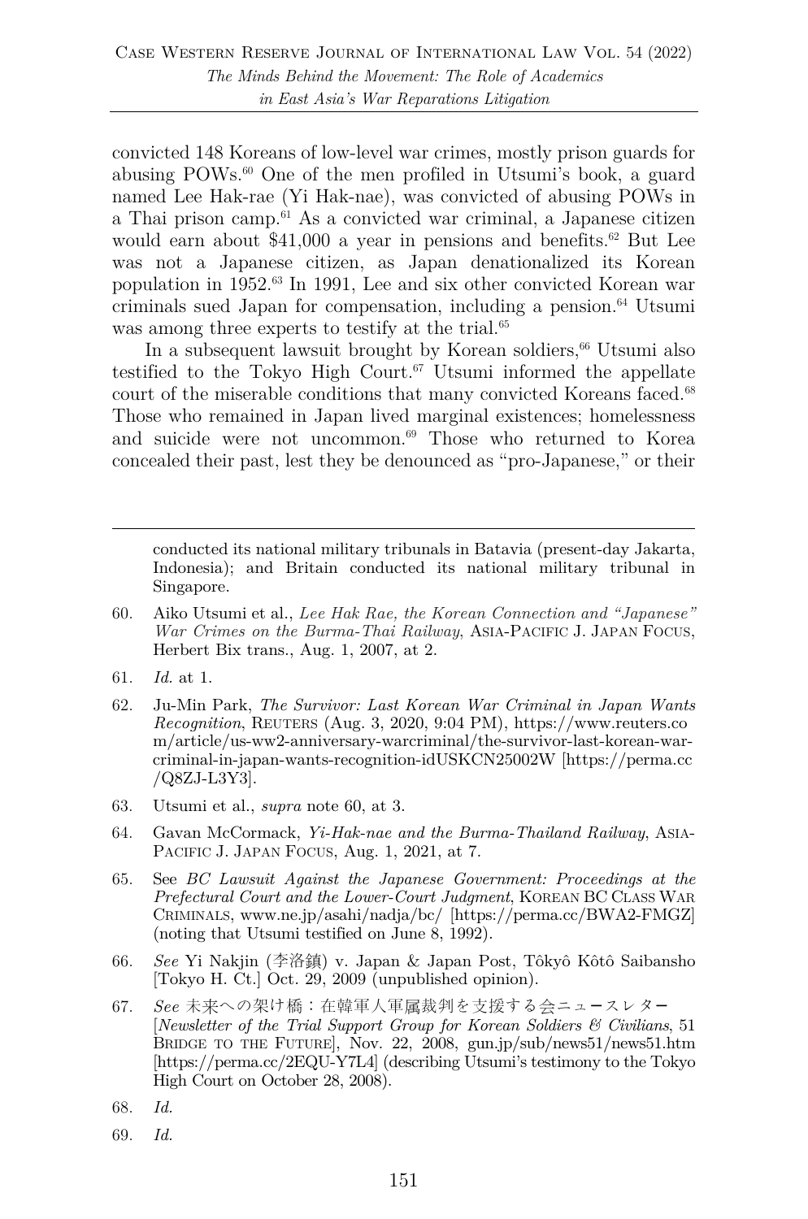convicted 148 Koreans of low-level war crimes, mostly prison guards for abusing POWs.[60] One of the men profiled in Utsumi's book, a guard named Lee Hak-rae (Yi Hak-nae), was convicted of abusing POWs in a Thai prison camp.[61] As a convicted war criminal, a Japanese citizen would earn about $41,000 a year in pensions and benefits.[62] But Lee was not a Japanese citizen, as Japan denationalized its Korean population in 1952.[63] In 1991, Lee and six other convicted Korean war criminals sued Japan for compensation, including a pension.[64] Utsumi was among three experts to testify at the trial.[65]

In a subsequent lawsuit brought by Korean soldiers,[66] Utsumi also testified to the Tokyo High Court.[67] Utsumi informed the appellate court of the miserable conditions that many convicted Koreans faced.[68] Those who remained in Japan lived marginal existences; homelessness and suicide were not uncommon.[69] Those who returned to Korea concealed their past, lest they be denounced as "pro-Japanese," or their

---

conducted its national military tribunals in Batavia (present-day Jakarta, Indonesia); and Britain conducted its national military tribunal in Singapore.

60. Aiko Utsumi et al., *Lee Hak Rae, the Korean Connection and "Japanese" War Crimes on the Burma-Thai Railway*, ASIA-PACIFIC J. JAPAN FOCUS, Herbert Bix trans., Aug. 1, 2007, at 2.

61. *Id.* at 1.

62. Ju-Min Park, *The Survivor: Last Korean War Criminal in Japan Wants Recognition*, REUTERS (Aug. 3, 2020, 9:04 PM), https://www.reuters.com/article/us-ww2-anniversary-warcriminal/the-survivor-last-korean-war-criminal-in-japan-wants-recognition-idUSKCN25002W [https://perma.cc/Q8ZJ-L3Y3].

63. Utsumi et al., *supra* note 60, at 3.

64. Gavan McCormack, *Yi-Hak-nae and the Burma-Thailand Railway*, ASIA-PACIFIC J. JAPAN FOCUS, Aug. 1, 2021, at 7.

65. See *BC Lawsuit Against the Japanese Government: Proceedings at the Prefectural Court and the Lower-Court Judgment*, KOREAN BC CLASS WAR CRIMINALS, www.ne.jp/asahi/nadja/bc/ [https://perma.cc/BWA2-FMGZ] (noting that Utsumi testified on June 8, 1992).

66. *See* Yi Nakjin (李洛鎮) v. Japan & Japan Post, Tôkyô Kôtô Saibansho [Tokyo H. Ct.] Oct. 29, 2009 (unpublished opinion).

67. *See* 未来への架け橋：在韓軍人軍属裁判を支援する会ニュースレター [*Newsletter of the Trial Support Group for Korean Soldiers & Civilians*, 51 BRIDGE TO THE FUTURE], Nov. 22, 2008, gun.jp/sub/news51/news51.htm [https://perma.cc/2EQU-Y7L4] (describing Utsumi's testimony to the Tokyo High Court on October 28, 2008).

68. *Id.*

69. *Id.*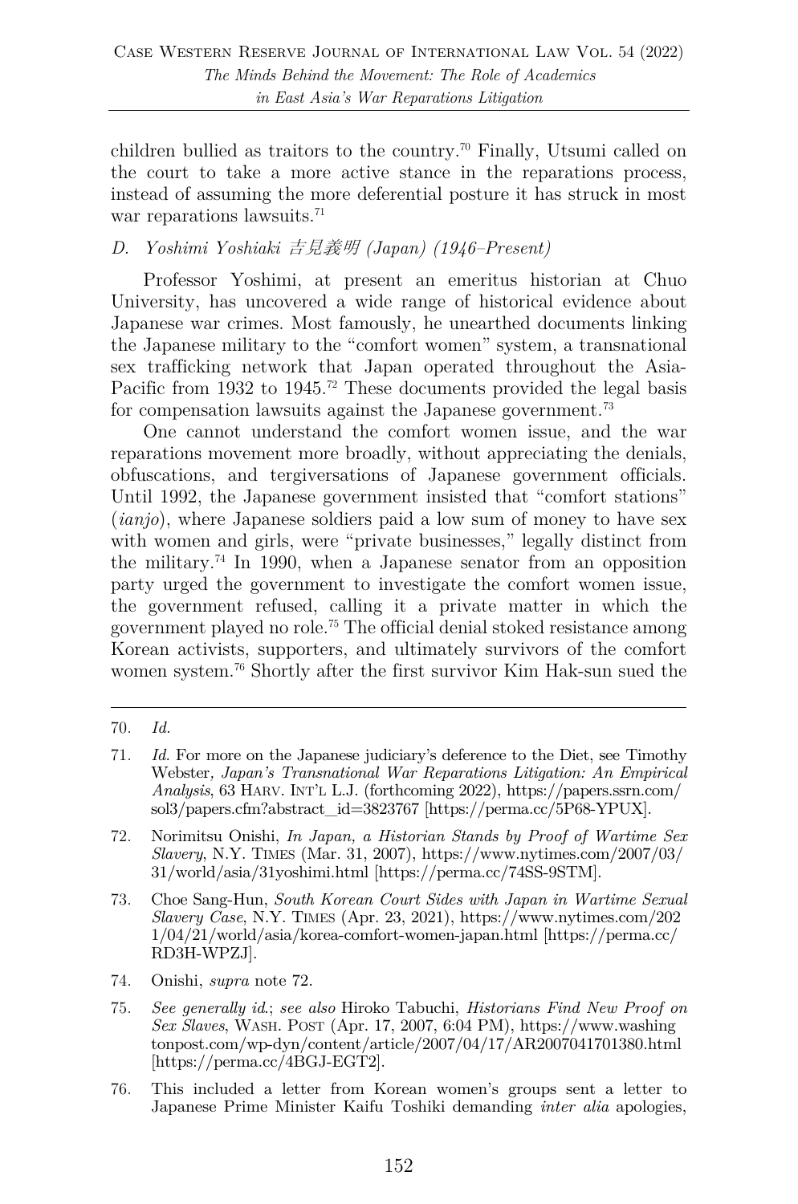children bullied as traitors to the country.[70] Finally, Utsumi called on the court to take a more active stance in the reparations process, instead of assuming the more deferential posture it has struck in most war reparations lawsuits.[71]

### *D. Yoshimi Yoshiaki 吉見義明 (Japan) (1946–Present)*

Professor Yoshimi, at present an emeritus historian at Chuo University, has uncovered a wide range of historical evidence about Japanese war crimes. Most famously, he unearthed documents linking the Japanese military to the "comfort women" system, a transnational sex trafficking network that Japan operated throughout the Asia-Pacific from 1932 to 1945.[72] These documents provided the legal basis for compensation lawsuits against the Japanese government.[73]

One cannot understand the comfort women issue, and the war reparations movement more broadly, without appreciating the denials, obfuscations, and tergiversations of Japanese government officials. Until 1992, the Japanese government insisted that "comfort stations" (*ianjo*), where Japanese soldiers paid a low sum of money to have sex with women and girls, were "private businesses," legally distinct from the military.[74] In 1990, when a Japanese senator from an opposition party urged the government to investigate the comfort women issue, the government refused, calling it a private matter in which the government played no role.[75] The official denial stoked resistance among Korean activists, supporters, and ultimately survivors of the comfort women system.[76] Shortly after the first survivor Kim Hak-sun sued the

---

70. *Id.*

71. *Id.* For more on the Japanese judiciary's deference to the Diet, see Timothy Webster, *Japan's Transnational War Reparations Litigation: An Empirical Analysis*, 63 HARV. INT'L L.J. (forthcoming 2022), https://papers.ssrn.com/sol3/papers.cfm?abstract_id=3823767 [https://perma.cc/5P68-YPUX].

72. Norimitsu Onishi, *In Japan, a Historian Stands by Proof of Wartime Sex Slavery*, N.Y. TIMES (Mar. 31, 2007), https://www.nytimes.com/2007/03/31/world/asia/31yoshimi.html [https://perma.cc/74SS-9STM].

73. Choe Sang-Hun, *South Korean Court Sides with Japan in Wartime Sexual Slavery Case*, N.Y. TIMES (Apr. 23, 2021), https://www.nytimes.com/2021/04/21/world/asia/korea-comfort-women-japan.html [https://perma.cc/RD3H-WPZJ].

74. Onishi, *supra* note 72.

75. *See generally id.*; *see also* Hiroko Tabuchi, *Historians Find New Proof on Sex Slaves*, WASH. POST (Apr. 17, 2007, 6:04 PM), https://www.washingtonpost.com/wp-dyn/content/article/2007/04/17/AR2007041701380.html [https://perma.cc/4BGJ-EGT2].

76. This included a letter from Korean women's groups sent a letter to Japanese Prime Minister Kaifu Toshiki demanding *inter alia* apologies,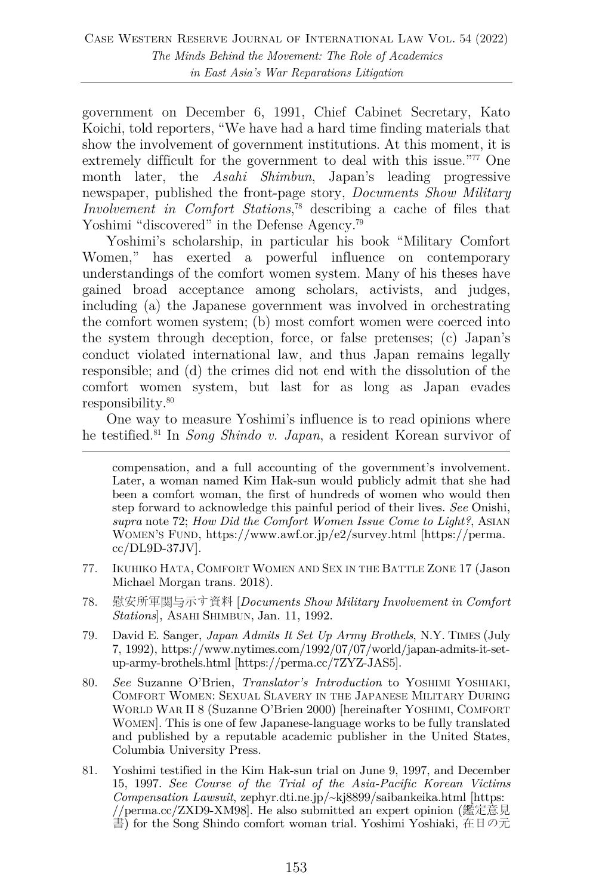government on December 6, 1991, Chief Cabinet Secretary, Kato Koichi, told reporters, "We have had a hard time finding materials that show the involvement of government institutions. At this moment, it is extremely difficult for the government to deal with this issue."[77] One month later, the *Asahi Shimbun*, Japan's leading progressive newspaper, published the front-page story, *Documents Show Military Involvement in Comfort Stations*,[78] describing a cache of files that Yoshimi "discovered" in the Defense Agency.[79]

Yoshimi's scholarship, in particular his book "Military Comfort Women," has exerted a powerful influence on contemporary understandings of the comfort women system. Many of his theses have gained broad acceptance among scholars, activists, and judges, including (a) the Japanese government was involved in orchestrating the comfort women system; (b) most comfort women were coerced into the system through deception, force, or false pretenses; (c) Japan's conduct violated international law, and thus Japan remains legally responsible; and (d) the crimes did not end with the dissolution of the comfort women system, but last for as long as Japan evades responsibility.[80]

One way to measure Yoshimi's influence is to read opinions where he testified.[81] In *Song Shindo v. Japan*, a resident Korean survivor of

---

compensation, and a full accounting of the government's involvement. Later, a woman named Kim Hak-sun would publicly admit that she had been a comfort woman, the first of hundreds of women who would then step forward to acknowledge this painful period of their lives. *See* Onishi, *supra* note 72; *How Did the Comfort Women Issue Come to Light?*, ASIAN WOMEN'S FUND, https://www.awf.or.jp/e2/survey.html [https://perma.cc/DL9D-37JV].

77. IKUHIKO HATA, COMFORT WOMEN AND SEX IN THE BATTLE ZONE 17 (Jason Michael Morgan trans. 2018).

78. 慰安所軍関与示す資料 [*Documents Show Military Involvement in Comfort Stations*], ASAHI SHIMBUN, Jan. 11, 1992.

79. David E. Sanger, *Japan Admits It Set Up Army Brothels*, N.Y. TIMES (July 7, 1992), https://www.nytimes.com/1992/07/07/world/japan-admits-it-set-up-army-brothels.html [https://perma.cc/7ZYZ-JAS5].

80. *See* Suzanne O'Brien, *Translator's Introduction* to YOSHIMI YOSHIAKI, COMFORT WOMEN: SEXUAL SLAVERY IN THE JAPANESE MILITARY DURING WORLD WAR II 8 (Suzanne O'Brien 2000) [hereinafter YOSHIMI, COMFORT WOMEN]. This is one of few Japanese-language works to be fully translated and published by a reputable academic publisher in the United States, Columbia University Press.

81. Yoshimi testified in the Kim Hak-sun trial on June 9, 1997, and December 15, 1997. *See Course of the Trial of the Asia-Pacific Korean Victims Compensation Lawsuit*, zephyr.dti.ne.jp/~kj8899/saibankeika.html [https://perma.cc/ZXD9-XM98]. He also submitted an expert opinion (鑑定意見書) for the Song Shindo comfort woman trial. Yoshimi Yoshiaki, 在日の元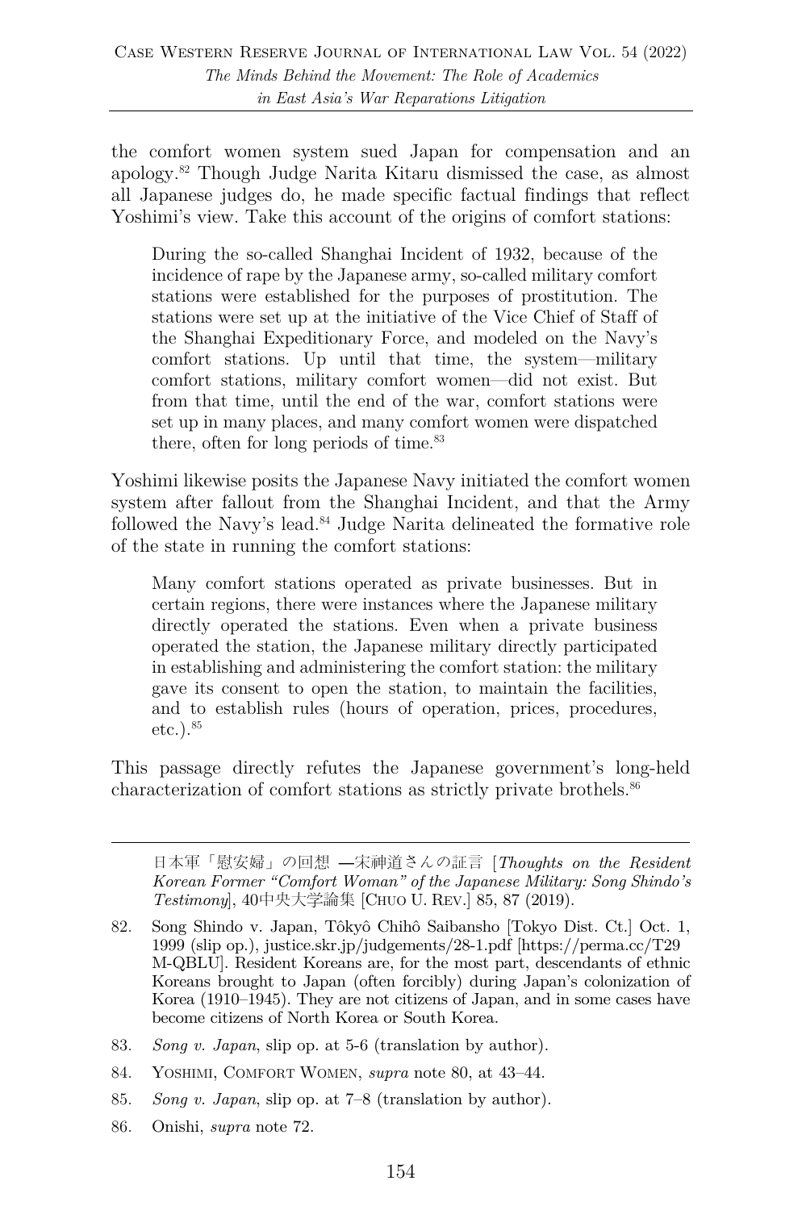the comfort women system sued Japan for compensation and an apology.[82] Though Judge Narita Kitaru dismissed the case, as almost all Japanese judges do, he made specific factual findings that reflect Yoshimi's view. Take this account of the origins of comfort stations:

> During the so-called Shanghai Incident of 1932, because of the incidence of rape by the Japanese army, so-called military comfort stations were established for the purposes of prostitution. The stations were set up at the initiative of the Vice Chief of Staff of the Shanghai Expeditionary Force, and modeled on the Navy's comfort stations. Up until that time, the system—military comfort stations, military comfort women—did not exist. But from that time, until the end of the war, comfort stations were set up in many places, and many comfort women were dispatched there, often for long periods of time.[83]

Yoshimi likewise posits the Japanese Navy initiated the comfort women system after fallout from the Shanghai Incident, and that the Army followed the Navy's lead.[84] Judge Narita delineated the formative role of the state in running the comfort stations:

> Many comfort stations operated as private businesses. But in certain regions, there were instances where the Japanese military directly operated the stations. Even when a private business operated the station, the Japanese military directly participated in establishing and administering the comfort station: the military gave its consent to open the station, to maintain the facilities, and to establish rules (hours of operation, prices, procedures, etc.).[85]

This passage directly refutes the Japanese government's long-held characterization of comfort stations as strictly private brothels.[86]

---

日本軍「慰安婦」の回想 —宋神道さんの証言 [*Thoughts on the Resident Korean Former "Comfort Woman" of the Japanese Military: Song Shindo's Testimony*], 40中央大学論集 [Chuo U. Rev.] 85, 87 (2019).

82. Song Shindo v. Japan, Tôkyô Chihô Saibansho [Tokyo Dist. Ct.] Oct. 1, 1999 (slip op.), justice.skr.jp/judgements/28-1.pdf [https://perma.cc/T29M-QBLU]. Resident Koreans are, for the most part, descendants of ethnic Koreans brought to Japan (often forcibly) during Japan's colonization of Korea (1910–1945). They are not citizens of Japan, and in some cases have become citizens of North Korea or South Korea.

83. *Song v. Japan*, slip op. at 5-6 (translation by author).

84. Yoshimi, Comfort Women, *supra* note 80, at 43–44.

85. *Song v. Japan*, slip op. at 7–8 (translation by author).

86. Onishi, *supra* note 72.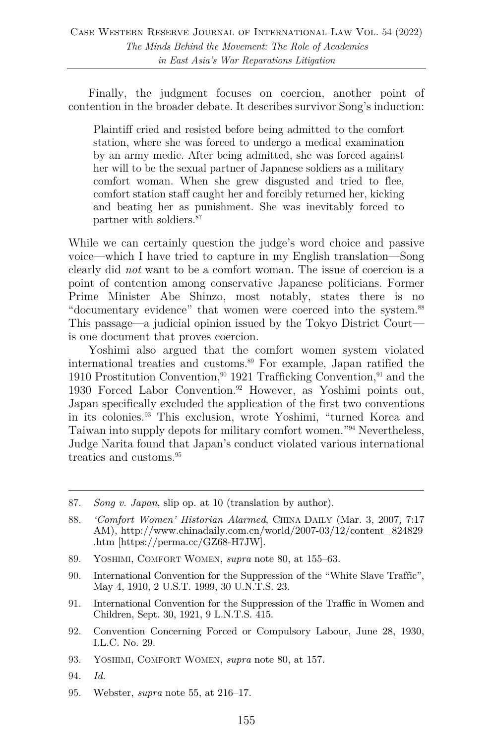Finally, the judgment focuses on coercion, another point of contention in the broader debate. It describes survivor Song's induction:

> Plaintiff cried and resisted before being admitted to the comfort station, where she was forced to undergo a medical examination by an army medic. After being admitted, she was forced against her will to be the sexual partner of Japanese soldiers as a military comfort woman. When she grew disgusted and tried to flee, comfort station staff caught her and forcibly returned her, kicking and beating her as punishment. She was inevitably forced to partner with soldiers.[87]

While we can certainly question the judge's word choice and passive voice—which I have tried to capture in my English translation—Song clearly did *not* want to be a comfort woman. The issue of coercion is a point of contention among conservative Japanese politicians. Former Prime Minister Abe Shinzo, most notably, states there is no "documentary evidence" that women were coerced into the system.[88] This passage—a judicial opinion issued by the Tokyo District Court—is one document that proves coercion.

Yoshimi also argued that the comfort women system violated international treaties and customs.[89] For example, Japan ratified the 1910 Prostitution Convention,[90] 1921 Trafficking Convention,[91] and the 1930 Forced Labor Convention.[92] However, as Yoshimi points out, Japan specifically excluded the application of the first two conventions in its colonies.[93] This exclusion, wrote Yoshimi, "turned Korea and Taiwan into supply depots for military comfort women."[94] Nevertheless, Judge Narita found that Japan's conduct violated various international treaties and customs.[95]

---

87. *Song v. Japan*, slip op. at 10 (translation by author).

88. *'Comfort Women' Historian Alarmed*, CHINA DAILY (Mar. 3, 2007, 7:17 AM), http://www.chinadaily.com.cn/world/2007-03/12/content_824829.htm [https://perma.cc/GZ68-H7JW].

89. YOSHIMI, COMFORT WOMEN, *supra* note 80, at 155–63.

90. International Convention for the Suppression of the "White Slave Traffic", May 4, 1910, 2 U.S.T. 1999, 30 U.N.T.S. 23.

91. International Convention for the Suppression of the Traffic in Women and Children, Sept. 30, 1921, 9 L.N.T.S. 415.

92. Convention Concerning Forced or Compulsory Labour, June 28, 1930, I.L.C. No. 29.

93. YOSHIMI, COMFORT WOMEN, *supra* note 80, at 157.

94. *Id.*

95. Webster, *supra* note 55, at 216–17.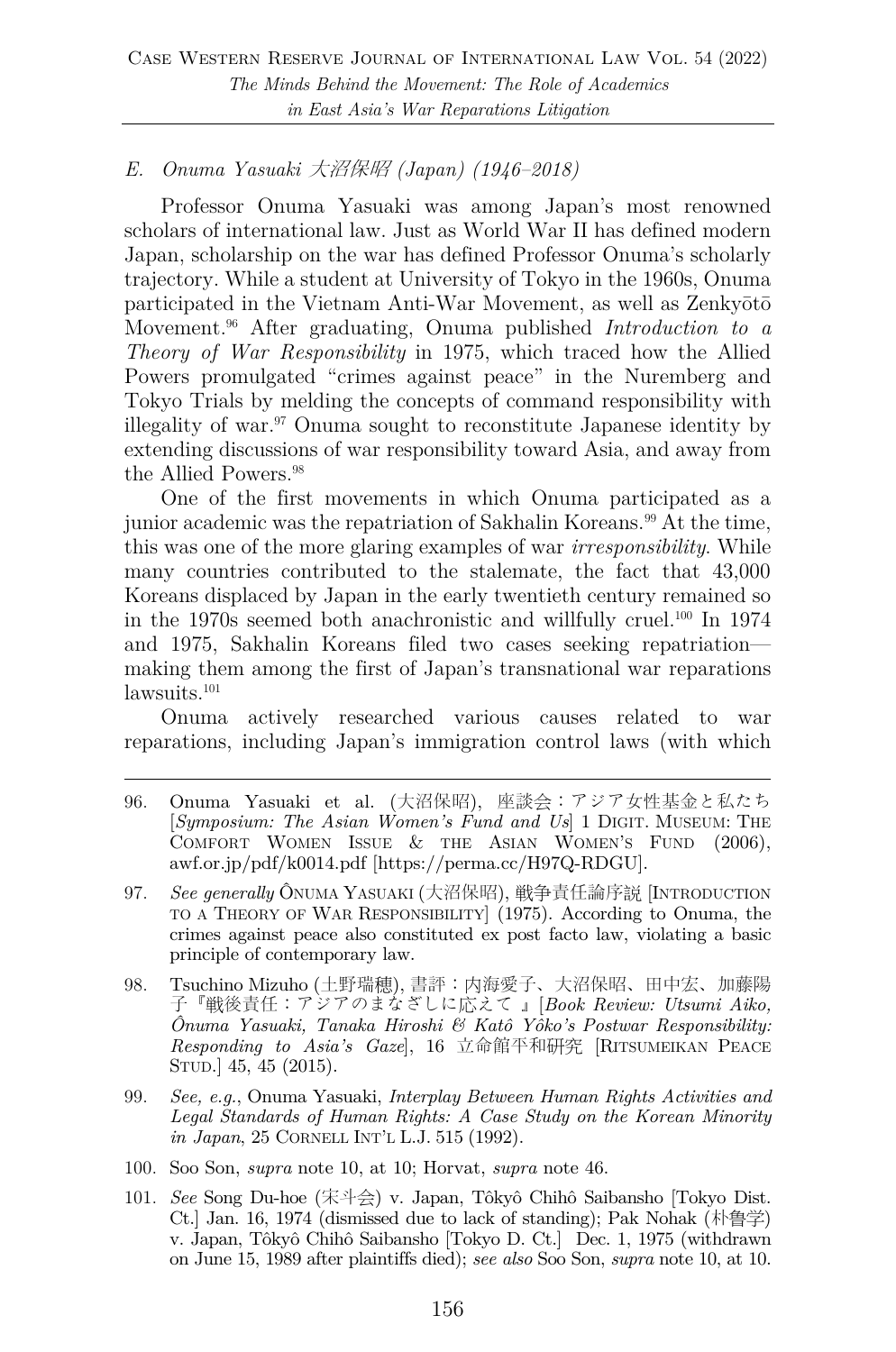### *E. Onuma Yasuaki 大沼保昭 (Japan) (1946–2018)*

Professor Onuma Yasuaki was among Japan's most renowned scholars of international law. Just as World War II has defined modern Japan, scholarship on the war has defined Professor Onuma's scholarly trajectory. While a student at University of Tokyo in the 1960s, Onuma participated in the Vietnam Anti-War Movement, as well as Zenkyōtō Movement.[96] After graduating, Onuma published *Introduction to a Theory of War Responsibility* in 1975, which traced how the Allied Powers promulgated "crimes against peace" in the Nuremberg and Tokyo Trials by melding the concepts of command responsibility with illegality of war.[97] Onuma sought to reconstitute Japanese identity by extending discussions of war responsibility toward Asia, and away from the Allied Powers.[98]

One of the first movements in which Onuma participated as a junior academic was the repatriation of Sakhalin Koreans.[99] At the time, this was one of the more glaring examples of war *irresponsibility*. While many countries contributed to the stalemate, the fact that 43,000 Koreans displaced by Japan in the early twentieth century remained so in the 1970s seemed both anachronistic and willfully cruel.[100] In 1974 and 1975, Sakhalin Koreans filed two cases seeking repatriation—making them among the first of Japan's transnational war reparations lawsuits.[101]

Onuma actively researched various causes related to war reparations, including Japan's immigration control laws (with which

---

96. Onuma Yasuaki et al. (大沼保昭), 座談会：アジア女性基金と私たち [*Symposium: The Asian Women's Fund and Us*] 1 DIGIT. MUSEUM: THE COMFORT WOMEN ISSUE & THE ASIAN WOMEN'S FUND (2006), awf.or.jp/pdf/k0014.pdf [https://perma.cc/H97Q-RDGU].

97. *See generally* ÔNUMA YASUAKI (大沼保昭), 戦争責任論序説 [INTRODUCTION TO A THEORY OF WAR RESPONSIBILITY] (1975). According to Onuma, the crimes against peace also constituted ex post facto law, violating a basic principle of contemporary law.

98. Tsuchino Mizuho (土野瑞穂), 書評：内海愛子、大沼保昭、田中宏、加藤陽子『戦後責任：アジアのまなざしに応えて』[*Book Review: Utsumi Aiko, Ônuma Yasuaki, Tanaka Hiroshi & Katô Yôko's Postwar Responsibility: Responding to Asia's Gaze*], 16 立命館平和研究 [RITSUMEIKAN PEACE STUD.] 45, 45 (2015).

99. *See, e.g.*, Onuma Yasuaki, *Interplay Between Human Rights Activities and Legal Standards of Human Rights: A Case Study on the Korean Minority in Japan*, 25 CORNELL INT'L L.J. 515 (1992).

100. Soo Son, *supra* note 10, at 10; Horvat, *supra* note 46.

101. *See* Song Du-hoe (宋斗会) v. Japan, Tôkyô Chihô Saibansho [Tokyo Dist. Ct.] Jan. 16, 1974 (dismissed due to lack of standing); Pak Nohak (朴魯学) v. Japan, Tôkyô Chihô Saibansho [Tokyo D. Ct.] Dec. 1, 1975 (withdrawn on June 15, 1989 after plaintiffs died); *see also* Soo Son, *supra* note 10, at 10.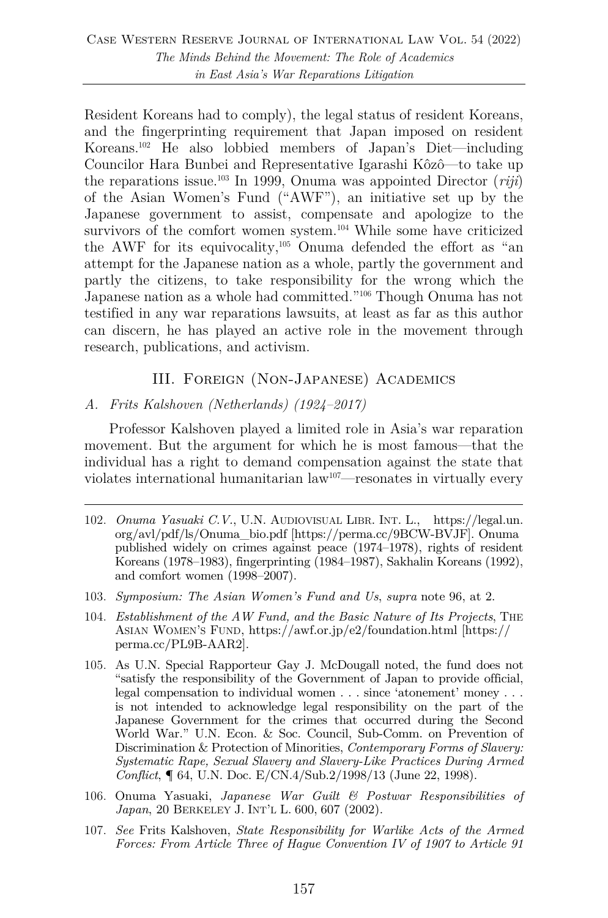Resident Koreans had to comply), the legal status of resident Koreans, and the fingerprinting requirement that Japan imposed on resident Koreans.[102] He also lobbied members of Japan's Diet—including Councilor Hara Bunbei and Representative Igarashi Kôzô—to take up the reparations issue.[103] In 1999, Onuma was appointed Director (*riji*) of the Asian Women's Fund ("AWF"), an initiative set up by the Japanese government to assist, compensate and apologize to the survivors of the comfort women system.[104] While some have criticized the AWF for its equivocality,[105] Onuma defended the effort as "an attempt for the Japanese nation as a whole, partly the government and partly the citizens, to take responsibility for the wrong which the Japanese nation as a whole had committed."[106] Though Onuma has not testified in any war reparations lawsuits, at least as far as this author can discern, he has played an active role in the movement through research, publications, and activism.

## III. Foreign (Non-Japanese) Academics

### *A. Frits Kalshoven (Netherlands) (1924–2017)*

Professor Kalshoven played a limited role in Asia's war reparation movement. But the argument for which he is most famous—that the individual has a right to demand compensation against the state that violates international humanitarian law[107]—resonates in virtually every

---

102. *Onuma Yasuaki C.V.*, U.N. Audiovisual Libr. Int. L., https://legal.un.org/avl/pdf/ls/Onuma_bio.pdf [https://perma.cc/9BCW-BVJF]. Onuma published widely on crimes against peace (1974–1978), rights of resident Koreans (1978–1983), fingerprinting (1984–1987), Sakhalin Koreans (1992), and comfort women (1998–2007).

103. *Symposium: The Asian Women's Fund and Us*, *supra* note 96, at 2.

104. *Establishment of the AW Fund, and the Basic Nature of Its Projects*, The Asian Women's Fund, https://awf.or.jp/e2/foundation.html [https://perma.cc/PL9B-AAR2].

105. As U.N. Special Rapporteur Gay J. McDougall noted, the fund does not "satisfy the responsibility of the Government of Japan to provide official, legal compensation to individual women . . . since 'atonement' money . . . is not intended to acknowledge legal responsibility on the part of the Japanese Government for the crimes that occurred during the Second World War." U.N. Econ. & Soc. Council, Sub-Comm. on Prevention of Discrimination & Protection of Minorities, *Contemporary Forms of Slavery: Systematic Rape, Sexual Slavery and Slavery-Like Practices During Armed Conflict*, ¶ 64, U.N. Doc. E/CN.4/Sub.2/1998/13 (June 22, 1998).

106. Onuma Yasuaki, *Japanese War Guilt & Postwar Responsibilities of Japan*, 20 Berkeley J. Int'l L. 600, 607 (2002).

107. *See* Frits Kalshoven, *State Responsibility for Warlike Acts of the Armed Forces: From Article Three of Hague Convention IV of 1907 to Article 91*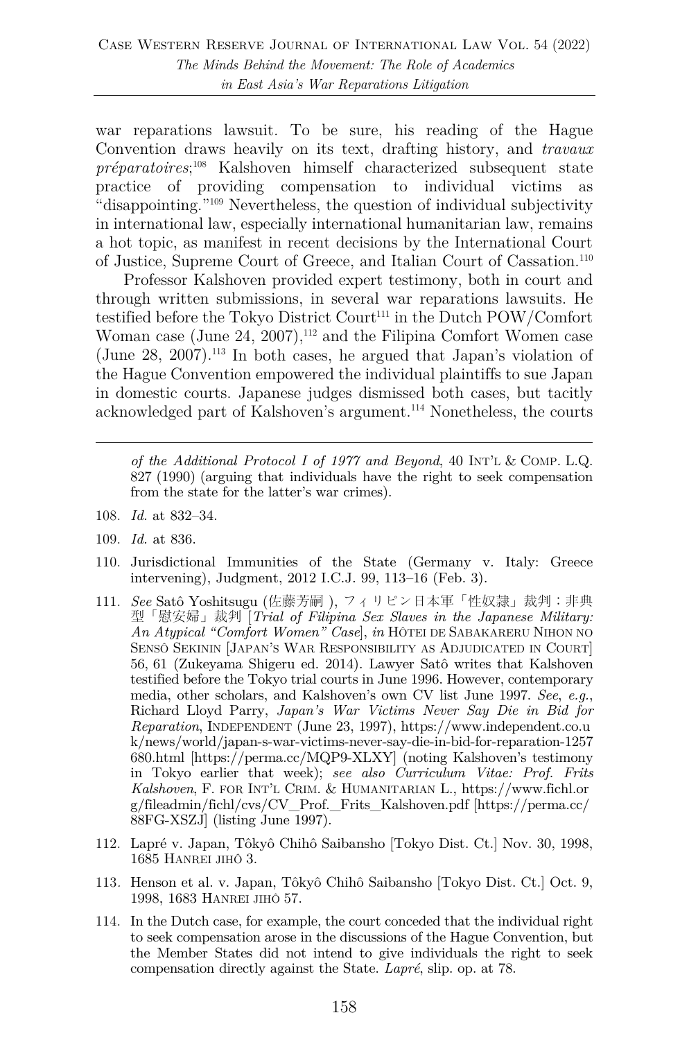war reparations lawsuit. To be sure, his reading of the Hague Convention draws heavily on its text, drafting history, and *travaux préparatoires*;[108] Kalshoven himself characterized subsequent state practice of providing compensation to individual victims as "disappointing."[109] Nevertheless, the question of individual subjectivity in international law, especially international humanitarian law, remains a hot topic, as manifest in recent decisions by the International Court of Justice, Supreme Court of Greece, and Italian Court of Cassation.[110]

Professor Kalshoven provided expert testimony, both in court and through written submissions, in several war reparations lawsuits. He testified before the Tokyo District Court[111] in the Dutch POW/Comfort Woman case (June 24, 2007),[112] and the Filipina Comfort Women case (June 28, 2007).[113] In both cases, he argued that Japan's violation of the Hague Convention empowered the individual plaintiffs to sue Japan in domestic courts. Japanese judges dismissed both cases, but tacitly acknowledged part of Kalshoven's argument.[114] Nonetheless, the courts

---

*of the Additional Protocol I of 1977 and Beyond*, 40 INT'L & COMP. L.Q. 827 (1990) (arguing that individuals have the right to seek compensation from the state for the latter's war crimes).

108. *Id.* at 832–34.

109. *Id.* at 836.

110. Jurisdictional Immunities of the State (Germany v. Italy: Greece intervening), Judgment, 2012 I.C.J. 99, 113–16 (Feb. 3).

111. *See* Satô Yoshitsugu (佐藤芳嗣 ), フィリピン日本軍「性奴隷」裁判：非典型「慰安婦」裁判 [*Trial of Filipina Sex Slaves in the Japanese Military: An Atypical "Comfort Women" Case*], *in* HÔTEI DE SABAKARERU NIHON NO SENSÔ SEKININ [JAPAN'S WAR RESPONSIBILITY AS ADJUDICATED IN COURT] 56, 61 (Zukeyama Shigeru ed. 2014). Lawyer Satô writes that Kalshoven testified before the Tokyo trial courts in June 1996. However, contemporary media, other scholars, and Kalshoven's own CV list June 1997. *See, e.g.*, Richard Lloyd Parry, *Japan's War Victims Never Say Die in Bid for Reparation*, INDEPENDENT (June 23, 1997), https://www.independent.co.uk/news/world/japan-s-war-victims-never-say-die-in-bid-for-reparation-1257680.html [https://perma.cc/MQP9-XLXY] (noting Kalshoven's testimony in Tokyo earlier that week); *see also Curriculum Vitae: Prof. Frits Kalshoven*, F. FOR INT'L CRIM. & HUMANITARIAN L., https://www.fichl.org/fileadmin/fichl/cvs/CV_Prof._Frits_Kalshoven.pdf [https://perma.cc/88FG-XSZJ] (listing June 1997).

112. Lapré v. Japan, Tôkyô Chihô Saibansho [Tokyo Dist. Ct.] Nov. 30, 1998, 1685 HANREI JIHÔ 3.

113. Henson et al. v. Japan, Tôkyô Chihô Saibansho [Tokyo Dist. Ct.] Oct. 9, 1998, 1683 HANREI JIHÔ 57.

114. In the Dutch case, for example, the court conceded that the individual right to seek compensation arose in the discussions of the Hague Convention, but the Member States did not intend to give individuals the right to seek compensation directly against the State. *Lapré*, slip. op. at 78.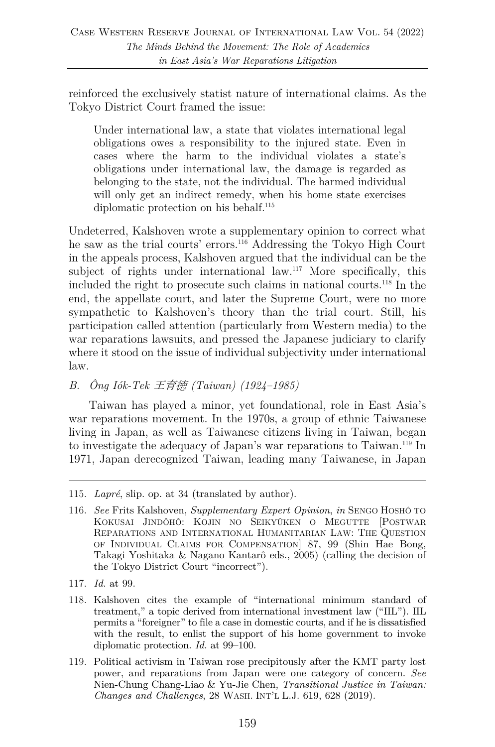reinforced the exclusively statist nature of international claims. As the Tokyo District Court framed the issue:

> Under international law, a state that violates international legal obligations owes a responsibility to the injured state. Even in cases where the harm to the individual violates a state's obligations under international law, the damage is regarded as belonging to the state, not the individual. The harmed individual will only get an indirect remedy, when his home state exercises diplomatic protection on his behalf.[115]

Undeterred, Kalshoven wrote a supplementary opinion to correct what he saw as the trial courts' errors.[116] Addressing the Tokyo High Court in the appeals process, Kalshoven argued that the individual can be the subject of rights under international law.[117] More specifically, this included the right to prosecute such claims in national courts.[118] In the end, the appellate court, and later the Supreme Court, were no more sympathetic to Kalshoven's theory than the trial court. Still, his participation called attention (particularly from Western media) to the war reparations lawsuits, and pressed the Japanese judiciary to clarify where it stood on the issue of individual subjectivity under international law.

### *B. Ông Iók-Tek 王育德 (Taiwan) (1924–1985)*

Taiwan has played a minor, yet foundational, role in East Asia's war reparations movement. In the 1970s, a group of ethnic Taiwanese living in Japan, as well as Taiwanese citizens living in Taiwan, began to investigate the adequacy of Japan's war reparations to Taiwan.[119] In 1971, Japan derecognized Taiwan, leading many Taiwanese, in Japan

---

115. *Lapré*, slip. op. at 34 (translated by author).

116. *See* Frits Kalshoven, *Supplementary Expert Opinion*, *in* SENGO HOSHÔ TO KOKUSAI JINDÔHÔ: KOJIN NO SEIKYÛKEN O MEGUTTE [POSTWAR REPARATIONS AND INTERNATIONAL HUMANITARIAN LAW: THE QUESTION OF INDIVIDUAL CLAIMS FOR COMPENSATION] 87, 99 (Shin Hae Bong, Takagi Yoshitaka & Nagano Kantarô eds., 2005) (calling the decision of the Tokyo District Court "incorrect").

117. *Id.* at 99.

118. Kalshoven cites the example of "international minimum standard of treatment," a topic derived from international investment law ("IIL"). IIL permits a "foreigner" to file a case in domestic courts, and if he is dissatisfied with the result, to enlist the support of his home government to invoke diplomatic protection. *Id.* at 99–100.

119. Political activism in Taiwan rose precipitously after the KMT party lost power, and reparations from Japan were one category of concern. *See* Nien-Chung Chang-Liao & Yu-Jie Chen, *Transitional Justice in Taiwan: Changes and Challenges*, 28 WASH. INT'L L.J. 619, 628 (2019).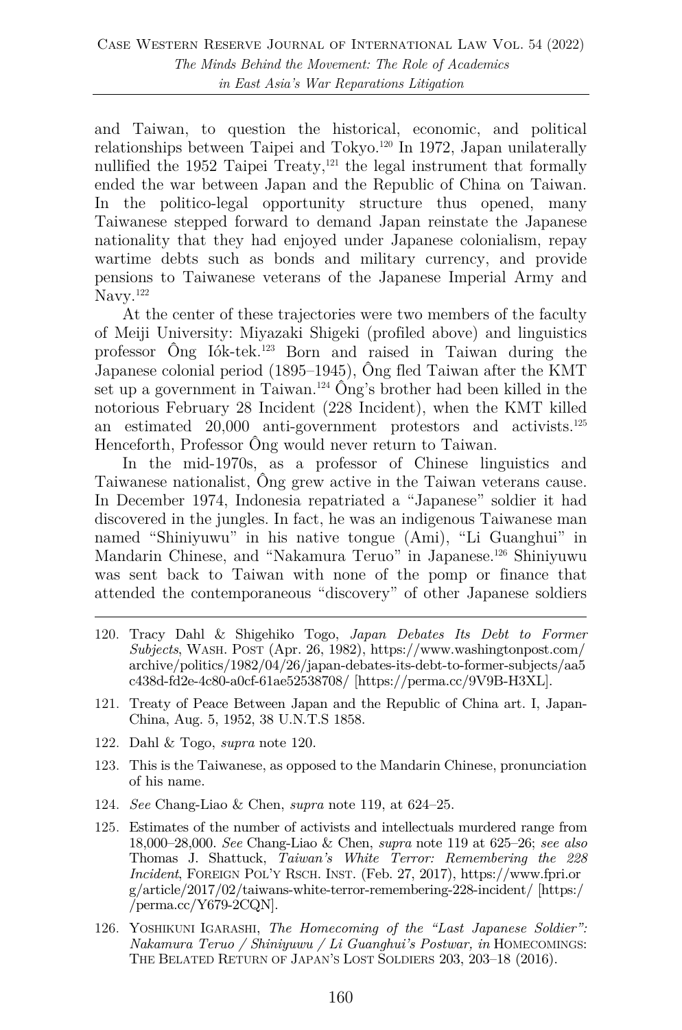and Taiwan, to question the historical, economic, and political relationships between Taipei and Tokyo.[120] In 1972, Japan unilaterally nullified the 1952 Taipei Treaty,[121] the legal instrument that formally ended the war between Japan and the Republic of China on Taiwan. In the politico-legal opportunity structure thus opened, many Taiwanese stepped forward to demand Japan reinstate the Japanese nationality that they had enjoyed under Japanese colonialism, repay wartime debts such as bonds and military currency, and provide pensions to Taiwanese veterans of the Japanese Imperial Army and Navy.[122]

At the center of these trajectories were two members of the faculty of Meiji University: Miyazaki Shigeki (profiled above) and linguistics professor Ông Iók-tek.[123] Born and raised in Taiwan during the Japanese colonial period (1895–1945), Ông fled Taiwan after the KMT set up a government in Taiwan.[124] Ông's brother had been killed in the notorious February 28 Incident (228 Incident), when the KMT killed an estimated 20,000 anti-government protestors and activists.[125] Henceforth, Professor Ông would never return to Taiwan.

In the mid-1970s, as a professor of Chinese linguistics and Taiwanese nationalist, Ông grew active in the Taiwan veterans cause. In December 1974, Indonesia repatriated a "Japanese" soldier it had discovered in the jungles. In fact, he was an indigenous Taiwanese man named "Shiniyuwu" in his native tongue (Ami), "Li Guanghui" in Mandarin Chinese, and "Nakamura Teruo" in Japanese.[126] Shiniyuwu was sent back to Taiwan with none of the pomp or finance that attended the contemporaneous "discovery" of other Japanese soldiers

---

120. Tracy Dahl & Shigehiko Togo, *Japan Debates Its Debt to Former Subjects*, WASH. POST (Apr. 26, 1982), https://www.washingtonpost.com/archive/politics/1982/04/26/japan-debates-its-debt-to-former-subjects/aa5c438d-fd2e-4c80-a0cf-61ae52538708/ [https://perma.cc/9V9B-H3XL].

121. Treaty of Peace Between Japan and the Republic of China art. I, Japan-China, Aug. 5, 1952, 38 U.N.T.S 1858.

122. Dahl & Togo, *supra* note 120.

123. This is the Taiwanese, as opposed to the Mandarin Chinese, pronunciation of his name.

124. *See* Chang-Liao & Chen, *supra* note 119, at 624–25.

125. Estimates of the number of activists and intellectuals murdered range from 18,000–28,000. *See* Chang-Liao & Chen, *supra* note 119 at 625–26; *see also* Thomas J. Shattuck, *Taiwan's White Terror: Remembering the 228 Incident*, FOREIGN POL'Y RSCH. INST. (Feb. 27, 2017), https://www.fpri.org/article/2017/02/taiwans-white-terror-remembering-228-incident/ [https://perma.cc/Y679-2CQN].

126. YOSHIKUNI IGARASHI, *The Homecoming of the "Last Japanese Soldier": Nakamura Teruo / Shiniyuwu / Li Guanghui's Postwar*, *in* HOMECOMINGS: THE BELATED RETURN OF JAPAN'S LOST SOLDIERS 203, 203–18 (2016).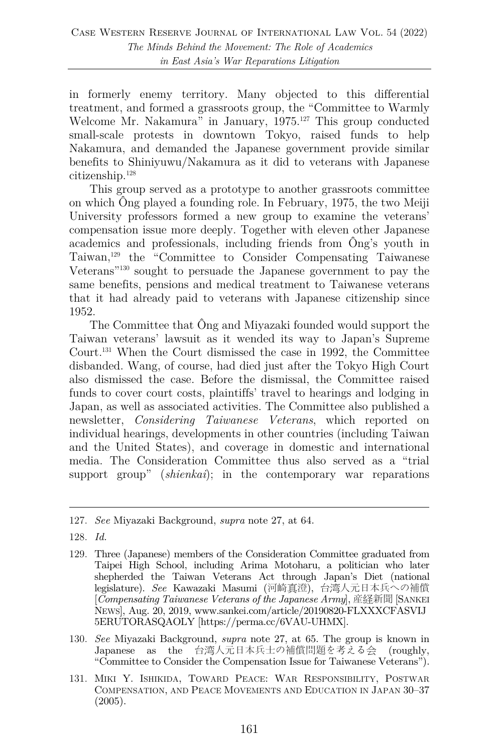in formerly enemy territory. Many objected to this differential treatment, and formed a grassroots group, the "Committee to Warmly Welcome Mr. Nakamura" in January, 1975.[127] This group conducted small-scale protests in downtown Tokyo, raised funds to help Nakamura, and demanded the Japanese government provide similar benefits to Shiniyuwu/Nakamura as it did to veterans with Japanese citizenship.[128]

This group served as a prototype to another grassroots committee on which Ông played a founding role. In February, 1975, the two Meiji University professors formed a new group to examine the veterans' compensation issue more deeply. Together with eleven other Japanese academics and professionals, including friends from Ông's youth in Taiwan,[129] the "Committee to Consider Compensating Taiwanese Veterans"[130] sought to persuade the Japanese government to pay the same benefits, pensions and medical treatment to Taiwanese veterans that it had already paid to veterans with Japanese citizenship since 1952.

The Committee that Ông and Miyazaki founded would support the Taiwan veterans' lawsuit as it wended its way to Japan's Supreme Court.[131] When the Court dismissed the case in 1992, the Committee disbanded. Wang, of course, had died just after the Tokyo High Court also dismissed the case. Before the dismissal, the Committee raised funds to cover court costs, plaintiffs' travel to hearings and lodging in Japan, as well as associated activities. The Committee also published a newsletter, *Considering Taiwanese Veterans*, which reported on individual hearings, developments in other countries (including Taiwan and the United States), and coverage in domestic and international media. The Consideration Committee thus also served as a "trial support group" (*shienkai*); in the contemporary war reparations

---

127. *See* Miyazaki Background, *supra* note 27, at 64.

128. *Id.*

129. Three (Japanese) members of the Consideration Committee graduated from Taipei High School, including Arima Motoharu, a politician who later shepherded the Taiwan Veterans Act through Japan's Diet (national legislature). *See* Kawazaki Masumi (河崎真澄), 台湾人元日本兵への補償 [*Compensating Taiwanese Veterans of the Japanese Army*], 産経新聞 [SANKEI NEWS], Aug. 20, 2019, www.sankei.com/article/20190820-FLXXXCFASVIJ5ERUTORASQAOLY [https://perma.cc/6VAU-UHMX].

130. *See* Miyazaki Background, *supra* note 27, at 65. The group is known in Japanese as the 台湾人元日本兵士の補償問題を考える会 (roughly, "Committee to Consider the Compensation Issue for Taiwanese Veterans").

131. MIKI Y. ISHIKIDA, TOWARD PEACE: WAR RESPONSIBILITY, POSTWAR COMPENSATION, AND PEACE MOVEMENTS AND EDUCATION IN JAPAN 30–37 (2005).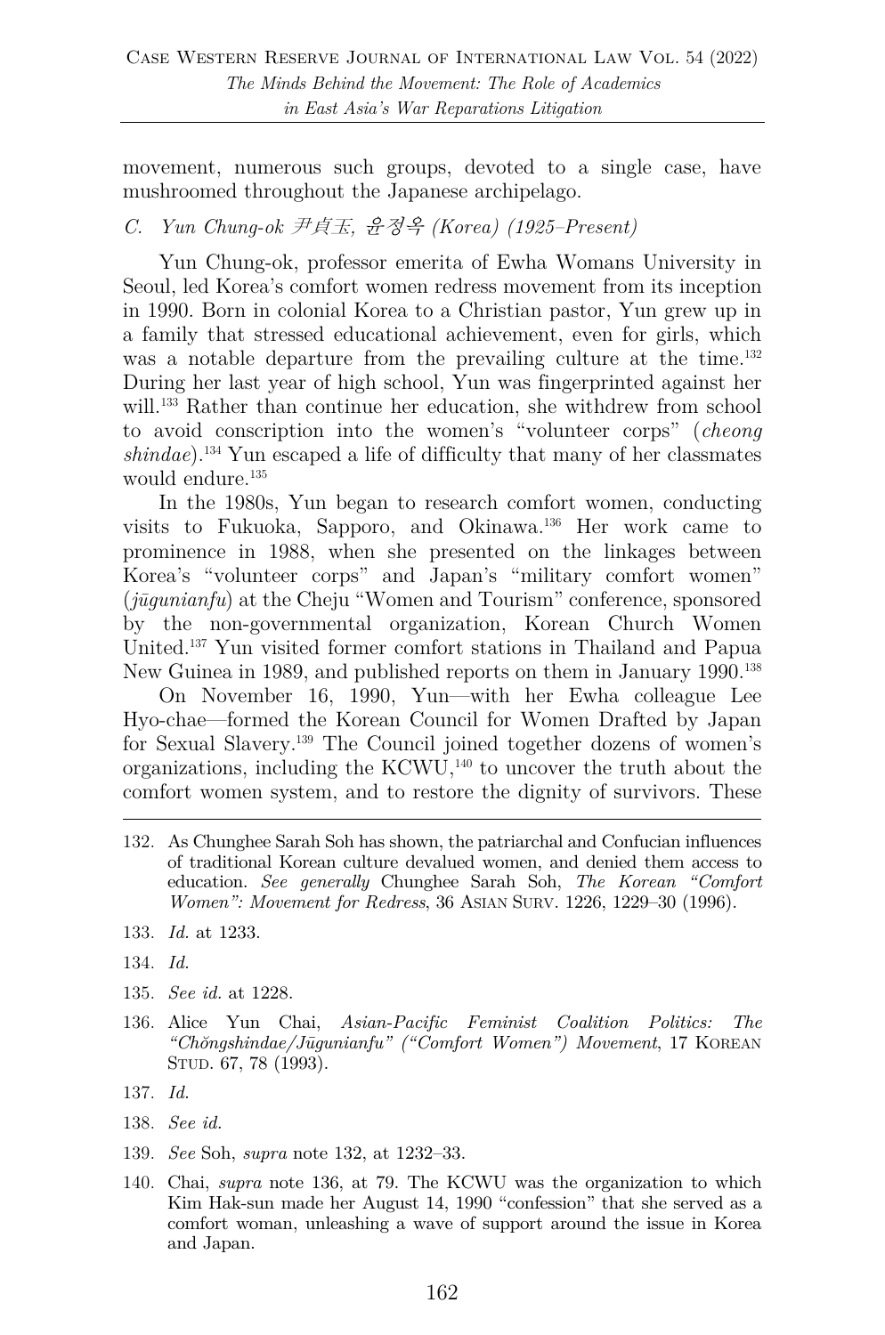movement, numerous such groups, devoted to a single case, have mushroomed throughout the Japanese archipelago.

### C. Yun Chung-ok 尹貞玉, 윤정옥 (Korea) (1925–Present)

Yun Chung-ok, professor emerita of Ewha Womans University in Seoul, led Korea's comfort women redress movement from its inception in 1990. Born in colonial Korea to a Christian pastor, Yun grew up in a family that stressed educational achievement, even for girls, which was a notable departure from the prevailing culture at the time.[132] During her last year of high school, Yun was fingerprinted against her will.[133] Rather than continue her education, she withdrew from school to avoid conscription into the women's "volunteer corps" (*cheong shindae*).[134] Yun escaped a life of difficulty that many of her classmates would endure.[135]

In the 1980s, Yun began to research comfort women, conducting visits to Fukuoka, Sapporo, and Okinawa.[136] Her work came to prominence in 1988, when she presented on the linkages between Korea's "volunteer corps" and Japan's "military comfort women" (*jūgunianfu*) at the Cheju "Women and Tourism" conference, sponsored by the non-governmental organization, Korean Church Women United.[137] Yun visited former comfort stations in Thailand and Papua New Guinea in 1989, and published reports on them in January 1990.[138]

On November 16, 1990, Yun—with her Ewha colleague Lee Hyo-chae—formed the Korean Council for Women Drafted by Japan for Sexual Slavery.[139] The Council joined together dozens of women's organizations, including the KCWU,[140] to uncover the truth about the comfort women system, and to restore the dignity of survivors. These

---

132. As Chunghee Sarah Soh has shown, the patriarchal and Confucian influences of traditional Korean culture devalued women, and denied them access to education. *See generally* Chunghee Sarah Soh, *The Korean "Comfort Women": Movement for Redress*, 36 ASIAN SURV. 1226, 1229–30 (1996).

133. *Id.* at 1233.

134. *Id.*

135. *See id.* at 1228.

136. Alice Yun Chai, *Asian-Pacific Feminist Coalition Politics: The "Chŏngshindae/Jūgunianfu" ("Comfort Women") Movement*, 17 KOREAN STUD. 67, 78 (1993).

137. *Id.*

138. *See id.*

139. *See* Soh, *supra* note 132, at 1232–33.

140. Chai, *supra* note 136, at 79. The KCWU was the organization to which Kim Hak-sun made her August 14, 1990 "confession" that she served as a comfort woman, unleashing a wave of support around the issue in Korea and Japan.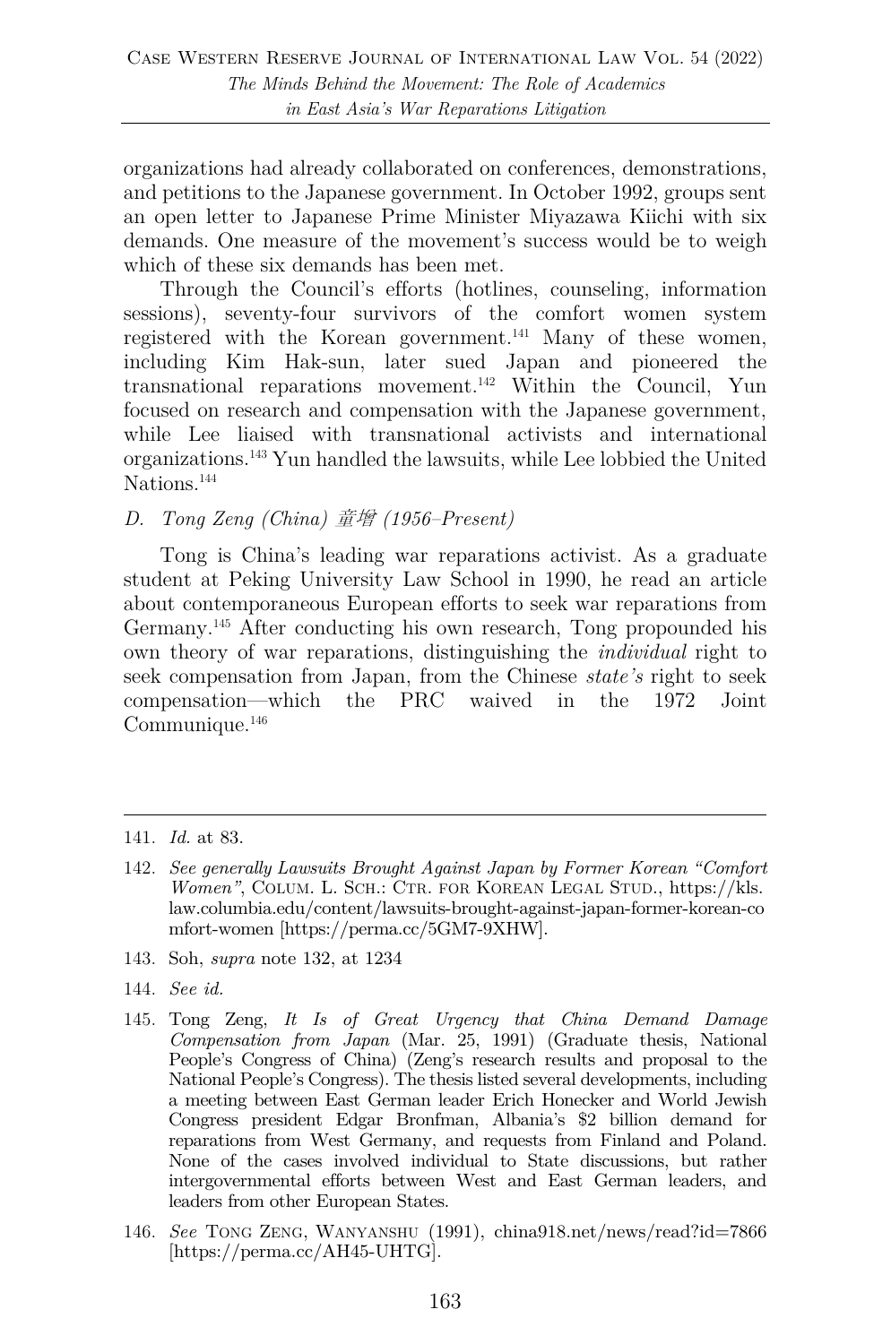organizations had already collaborated on conferences, demonstrations, and petitions to the Japanese government. In October 1992, groups sent an open letter to Japanese Prime Minister Miyazawa Kiichi with six demands. One measure of the movement's success would be to weigh which of these six demands has been met.

Through the Council's efforts (hotlines, counseling, information sessions), seventy-four survivors of the comfort women system registered with the Korean government.[141] Many of these women, including Kim Hak-sun, later sued Japan and pioneered the transnational reparations movement.[142] Within the Council, Yun focused on research and compensation with the Japanese government, while Lee liaised with transnational activists and international organizations.[143] Yun handled the lawsuits, while Lee lobbied the United Nations.[144]

### *D. Tong Zeng (China) 童增 (1956–Present)*

Tong is China's leading war reparations activist. As a graduate student at Peking University Law School in 1990, he read an article about contemporaneous European efforts to seek war reparations from Germany.[145] After conducting his own research, Tong propounded his own theory of war reparations, distinguishing the *individual* right to seek compensation from Japan, from the Chinese *state's* right to seek compensation—which the PRC waived in the 1972 Joint Communique.[146]

---

141. *Id.* at 83.

142. *See generally Lawsuits Brought Against Japan by Former Korean "Comfort Women"*, COLUM. L. SCH.: CTR. FOR KOREAN LEGAL STUD., https://kls.law.columbia.edu/content/lawsuits-brought-against-japan-former-korean-comfort-women [https://perma.cc/5GM7-9XHW].

143. Soh, *supra* note 132, at 1234

144. *See id.*

145. Tong Zeng, *It Is of Great Urgency that China Demand Damage Compensation from Japan* (Mar. 25, 1991) (Graduate thesis, National People's Congress of China) (Zeng's research results and proposal to the National People's Congress). The thesis listed several developments, including a meeting between East German leader Erich Honecker and World Jewish Congress president Edgar Bronfman, Albania's $2 billion demand for reparations from West Germany, and requests from Finland and Poland. None of the cases involved individual to State discussions, but rather intergovernmental efforts between West and East German leaders, and leaders from other European States.

146. *See* TONG ZENG, WANYANSHU (1991), china918.net/news/read?id=7866 [https://perma.cc/AH45-UHTG].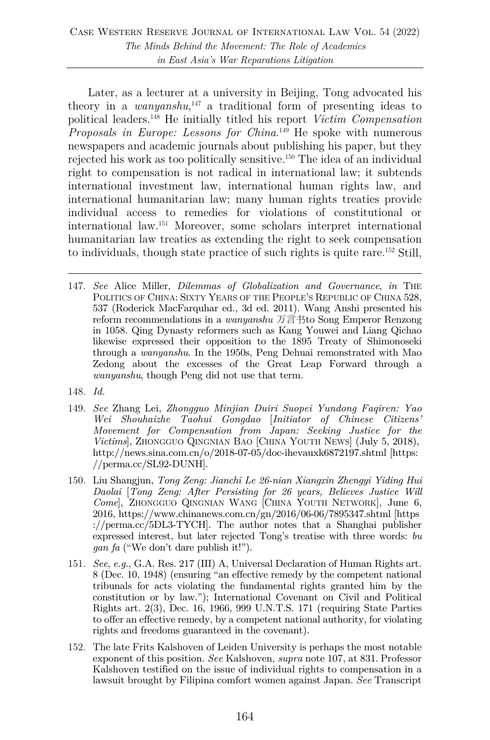Later, as a lecturer at a university in Beijing, Tong advocated his theory in a *wanyanshu*,[147] a traditional form of presenting ideas to political leaders.[148] He initially titled his report *Victim Compensation Proposals in Europe: Lessons for China*.[149] He spoke with numerous newspapers and academic journals about publishing his paper, but they rejected his work as too politically sensitive.[150] The idea of an individual right to compensation is not radical in international law; it subtends international investment law, international human rights law, and international humanitarian law; many human rights treaties provide individual access to remedies for violations of constitutional or international law.[151] Moreover, some scholars interpret international humanitarian law treaties as extending the right to seek compensation to individuals, though state practice of such rights is quite rare.[152] Still,

---

147. *See* Alice Miller, *Dilemmas of Globalization and Governance*, *in* THE POLITICS OF CHINA: SIXTY YEARS OF THE PEOPLE'S REPUBLIC OF CHINA 528, 537 (Roderick MacFarquhar ed., 3d ed. 2011). Wang Anshi presented his reform recommendations in a *wanyanshu* 万言书to Song Emperor Renzong in 1058. Qing Dynasty reformers such as Kang Youwei and Liang Qichao likewise expressed their opposition to the 1895 Treaty of Shimonoseki through a *wanyanshu*. In the 1950s, Peng Dehuai remonstrated with Mao Zedong about the excesses of the Great Leap Forward through a *wanyanshu*, though Peng did not use that term.

148. *Id.*

149. *See* Zhang Lei, *Zhongguo Minjian Duiri Suopei Yundong Faqiren: Yao Wei Shouhaizhe Taohui Gongdao* [*Initiator of Chinese Citizens' Movement for Compensation from Japan: Seeking Justice for the Victims*], ZHONGGUO QINGNIAN BAO [CHINA YOUTH NEWS] (July 5, 2018), http://news.sina.com.cn/o/2018-07-05/doc-ihevauxk6872197.shtml [https://perma.cc/SL92-DUNH].

150. Liu Shangjun, *Tong Zeng: Jianchi Le 26-nian Xiangxin Zhengyi Yiding Hui Daolai* [*Tong Zeng: After Persisting for 26 years, Believes Justice Will Come*], ZHONGGUO QINGNIAN WANG [CHINA YOUTH NETWORK], June 6, 2016, https://www.chinanews.com.cn/gn/2016/06-06/7895347.shtml [https://perma.cc/5DL3-TYCH]. The author notes that a Shanghai publisher expressed interest, but later rejected Tong's treatise with three words: *bu gan fa* ("We don't dare publish it!").

151. *See*, *e.g.*, G.A. Res. 217 (III) A, Universal Declaration of Human Rights art. 8 (Dec. 10, 1948) (ensuring "an effective remedy by the competent national tribunals for acts violating the fundamental rights granted him by the constitution or by law."); International Covenant on Civil and Political Rights art. 2(3), Dec. 16, 1966, 999 U.N.T.S. 171 (requiring State Parties to offer an effective remedy, by a competent national authority, for violating rights and freedoms guaranteed in the covenant).

152. The late Frits Kalshoven of Leiden University is perhaps the most notable exponent of this position. *See* Kalshoven, *supra* note 107, at 831. Professor Kalshoven testified on the issue of individual rights to compensation in a lawsuit brought by Filipina comfort women against Japan. *See* Transcript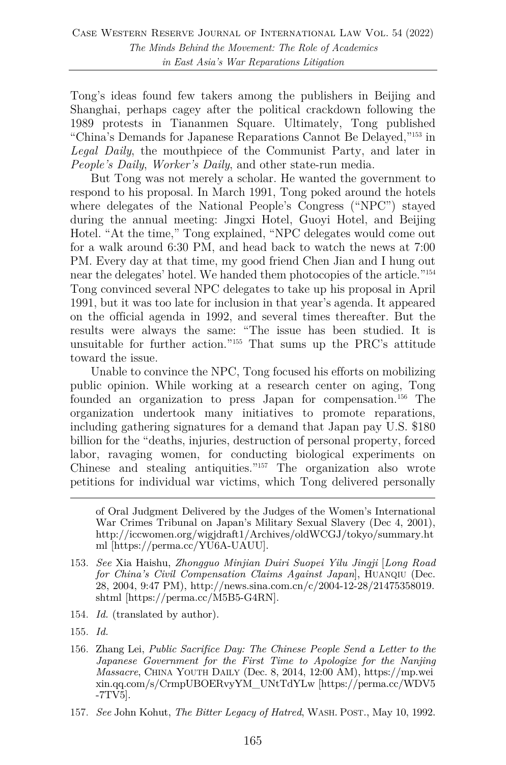Tong's ideas found few takers among the publishers in Beijing and Shanghai, perhaps cagey after the political crackdown following the 1989 protests in Tiananmen Square. Ultimately, Tong published "China's Demands for Japanese Reparations Cannot Be Delayed,"[153] in *Legal Daily*, the mouthpiece of the Communist Party, and later in *People's Daily*, *Worker's Daily*, and other state-run media.

But Tong was not merely a scholar. He wanted the government to respond to his proposal. In March 1991, Tong poked around the hotels where delegates of the National People's Congress ("NPC") stayed during the annual meeting: Jingxi Hotel, Guoyi Hotel, and Beijing Hotel. "At the time," Tong explained, "NPC delegates would come out for a walk around 6:30 PM, and head back to watch the news at 7:00 PM. Every day at that time, my good friend Chen Jian and I hung out near the delegates' hotel. We handed them photocopies of the article."[154] Tong convinced several NPC delegates to take up his proposal in April 1991, but it was too late for inclusion in that year's agenda. It appeared on the official agenda in 1992, and several times thereafter. But the results were always the same: "The issue has been studied. It is unsuitable for further action."[155] That sums up the PRC's attitude toward the issue.

Unable to convince the NPC, Tong focused his efforts on mobilizing public opinion. While working at a research center on aging, Tong founded an organization to press Japan for compensation.[156] The organization undertook many initiatives to promote reparations, including gathering signatures for a demand that Japan pay U.S. $180 billion for the "deaths, injuries, destruction of personal property, forced labor, ravaging women, for conducting biological experiments on Chinese and stealing antiquities."[157] The organization also wrote petitions for individual war victims, which Tong delivered personally

---

of Oral Judgment Delivered by the Judges of the Women's International War Crimes Tribunal on Japan's Military Sexual Slavery (Dec 4, 2001), http://iccwomen.org/wigjdraft1/Archives/oldWCGJ/tokyo/summary.html [https://perma.cc/YU6A-UAUU].

153. *See* Xia Haishu, *Zhongguo Minjian Duiri Suopei Yilu Jingji* [*Long Road for China's Civil Compensation Claims Against Japan*], HUANQIU (Dec. 28, 2004, 9:47 PM), http://news.sina.com.cn/c/2004-12-28/21475358019.shtml [https://perma.cc/M5B5-G4RN].

154. *Id.* (translated by author).

155. *Id.*

156. Zhang Lei, *Public Sacrifice Day: The Chinese People Send a Letter to the Japanese Government for the First Time to Apologize for the Nanjing Massacre*, CHINA YOUTH DAILY (Dec. 8, 2014, 12:00 AM), https://mp.weixin.qq.com/s/CrmpUBOERvyYM_UNtTdYLw [https://perma.cc/WDV5-7TV5].

157. *See* John Kohut, *The Bitter Legacy of Hatred*, WASH. POST., May 10, 1992.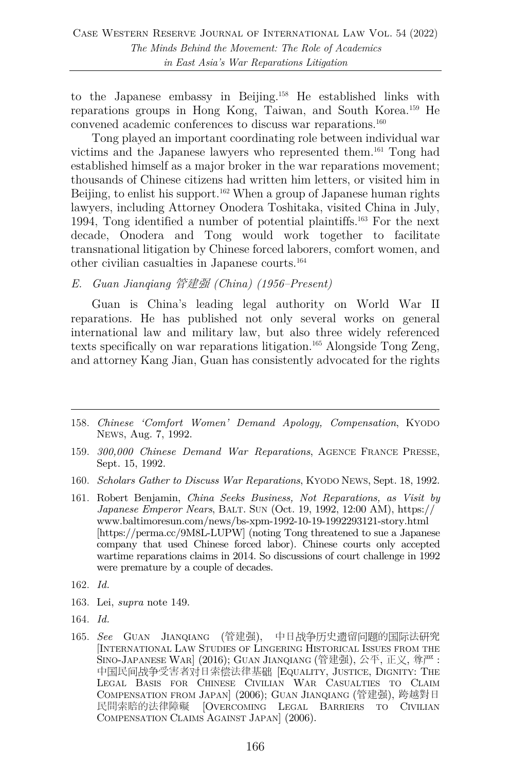to the Japanese embassy in Beijing.[158] He established links with reparations groups in Hong Kong, Taiwan, and South Korea.[159] He convened academic conferences to discuss war reparations.[160]

Tong played an important coordinating role between individual war victims and the Japanese lawyers who represented them.[161] Tong had established himself as a major broker in the war reparations movement; thousands of Chinese citizens had written him letters, or visited him in Beijing, to enlist his support.[162] When a group of Japanese human rights lawyers, including Attorney Onodera Toshitaka, visited China in July, 1994, Tong identified a number of potential plaintiffs.[163] For the next decade, Onodera and Tong would work together to facilitate transnational litigation by Chinese forced laborers, comfort women, and other civilian casualties in Japanese courts.[164]

### *E. Guan Jianqiang 管建强 (China) (1956–Present)*

Guan is China's leading legal authority on World War II reparations. He has published not only several works on general international law and military law, but also three widely referenced texts specifically on war reparations litigation.[165] Alongside Tong Zeng, and attorney Kang Jian, Guan has consistently advocated for the rights

---

158. *Chinese 'Comfort Women' Demand Apology, Compensation*, KYODO NEWS, Aug. 7, 1992.

159. *300,000 Chinese Demand War Reparations*, AGENCE FRANCE PRESSE, Sept. 15, 1992.

160. *Scholars Gather to Discuss War Reparations*, KYODO NEWS, Sept. 18, 1992.

161. Robert Benjamin, *China Seeks Business, Not Reparations, as Visit by Japanese Emperor Nears*, BALT. SUN (Oct. 19, 1992, 12:00 AM), https://www.baltimoresun.com/news/bs-xpm-1992-10-19-1992293121-story.html [https://perma.cc/9M8L-LUPW] (noting Tong threatened to sue a Japanese company that used Chinese forced labor). Chinese courts only accepted wartime reparations claims in 2014. So discussions of court challenge in 1992 were premature by a couple of decades.

162. *Id.*

163. Lei, *supra* note 149.

164. *Id.*

165. *See* GUAN JIANQIANG (管建强), 中日战争历史遗留问题的国际法研究 [INTERNATIONAL LAW STUDIES OF LINGERING HISTORICAL ISSUES FROM THE SINO-JAPANESE WAR] (2016); GUAN JIANQIANG (管建强), 公平, 正义, 尊严 : 中国民间战争受害者对日索偿法律基础 [EQUALITY, JUSTICE, DIGNITY: THE LEGAL BASIS FOR CHINESE CIVILIAN WAR CASUALTIES TO CLAIM COMPENSATION FROM JAPAN] (2006); GUAN JIANQIANG (管建强), 跨越對日民間索賠的法律障礙 [OVERCOMING LEGAL BARRIERS TO CIVILIAN COMPENSATION CLAIMS AGAINST JAPAN] (2006).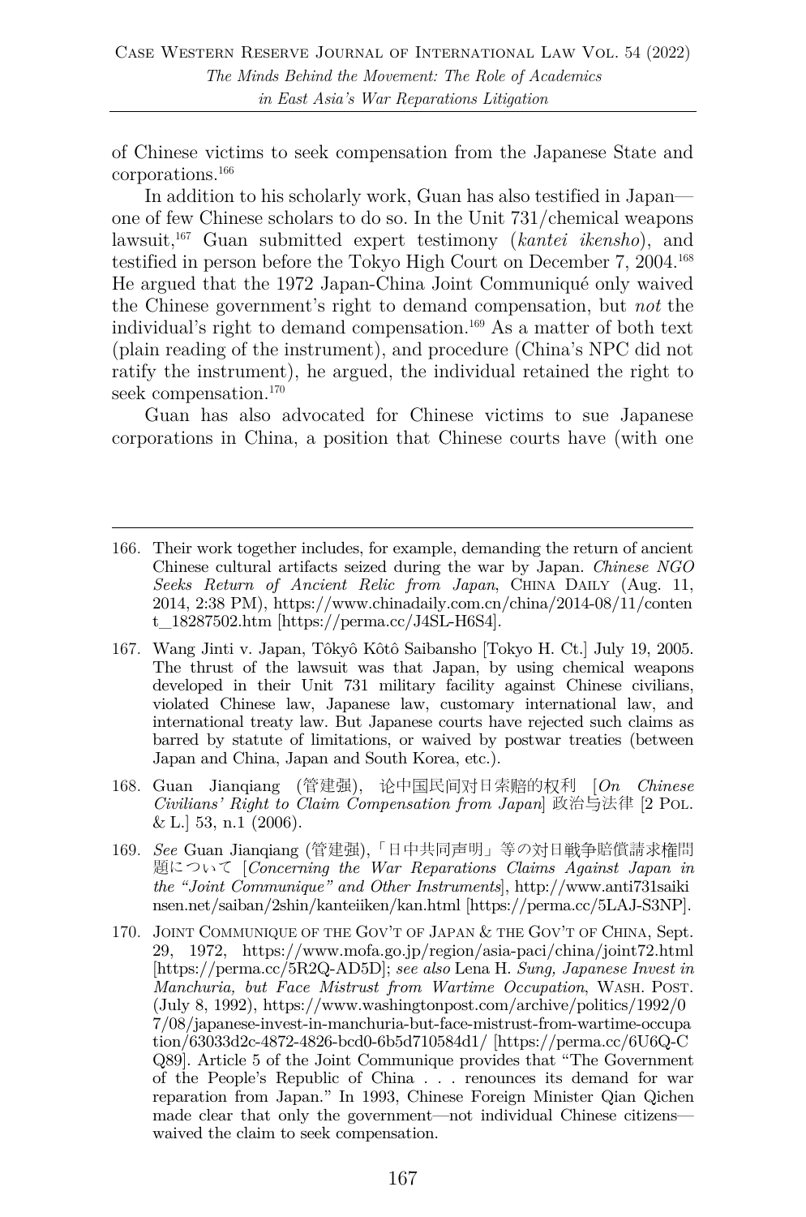of Chinese victims to seek compensation from the Japanese State and corporations.[166]

In addition to his scholarly work, Guan has also testified in Japan—one of few Chinese scholars to do so. In the Unit 731/chemical weapons lawsuit,[167] Guan submitted expert testimony (*kantei ikensho*), and testified in person before the Tokyo High Court on December 7, 2004.[168] He argued that the 1972 Japan-China Joint Communiqué only waived the Chinese government's right to demand compensation, but *not* the individual's right to demand compensation.[169] As a matter of both text (plain reading of the instrument), and procedure (China's NPC did not ratify the instrument), he argued, the individual retained the right to seek compensation.[170]

Guan has also advocated for Chinese victims to sue Japanese corporations in China, a position that Chinese courts have (with one

---

166. Their work together includes, for example, demanding the return of ancient Chinese cultural artifacts seized during the war by Japan. *Chinese NGO Seeks Return of Ancient Relic from Japan*, CHINA DAILY (Aug. 11, 2014, 2:38 PM), https://www.chinadaily.com.cn/china/2014-08/11/content_18287502.htm [https://perma.cc/J4SL-H6S4].

167. Wang Jinti v. Japan, Tôkyô Kôtô Saibansho [Tokyo H. Ct.] July 19, 2005. The thrust of the lawsuit was that Japan, by using chemical weapons developed in their Unit 731 military facility against Chinese civilians, violated Chinese law, Japanese law, customary international law, and international treaty law. But Japanese courts have rejected such claims as barred by statute of limitations, or waived by postwar treaties (between Japan and China, Japan and South Korea, etc.).

168. Guan Jianqiang (管建强), 论中国民间对日索赔的权利 [*On Chinese Civilians' Right to Claim Compensation from Japan*] 政治与法律 [2 POL. & L.] 53, n.1 (2006).

169. *See* Guan Jianqiang (管建强),「日中共同声明」等の対日戦争賠償請求権問題について [*Concerning the War Reparations Claims Against Japan in the "Joint Communique" and Other Instruments*], http://www.anti731saikinsen.net/saiban/2shin/kanteiiken/kan.html [https://perma.cc/5LAJ-S3NP].

170. JOINT COMMUNIQUE OF THE GOV'T OF JAPAN & THE GOV'T OF CHINA, Sept. 29, 1972, https://www.mofa.go.jp/region/asia-paci/china/joint72.html [https://perma.cc/5R2Q-AD5D]; *see also* Lena H. *Sung, Japanese Invest in Manchuria, but Face Mistrust from Wartime Occupation*, WASH. POST. (July 8, 1992), https://www.washingtonpost.com/archive/politics/1992/07/08/japanese-invest-in-manchuria-but-face-mistrust-from-wartime-occupation/63033d2c-4872-4826-bcd0-6b5d710584d1/ [https://perma.cc/6U6Q-CQ89]. Article 5 of the Joint Communique provides that "The Government of the People's Republic of China . . . renounces its demand for war reparation from Japan." In 1993, Chinese Foreign Minister Qian Qichen made clear that only the government—not individual Chinese citizens—waived the claim to seek compensation.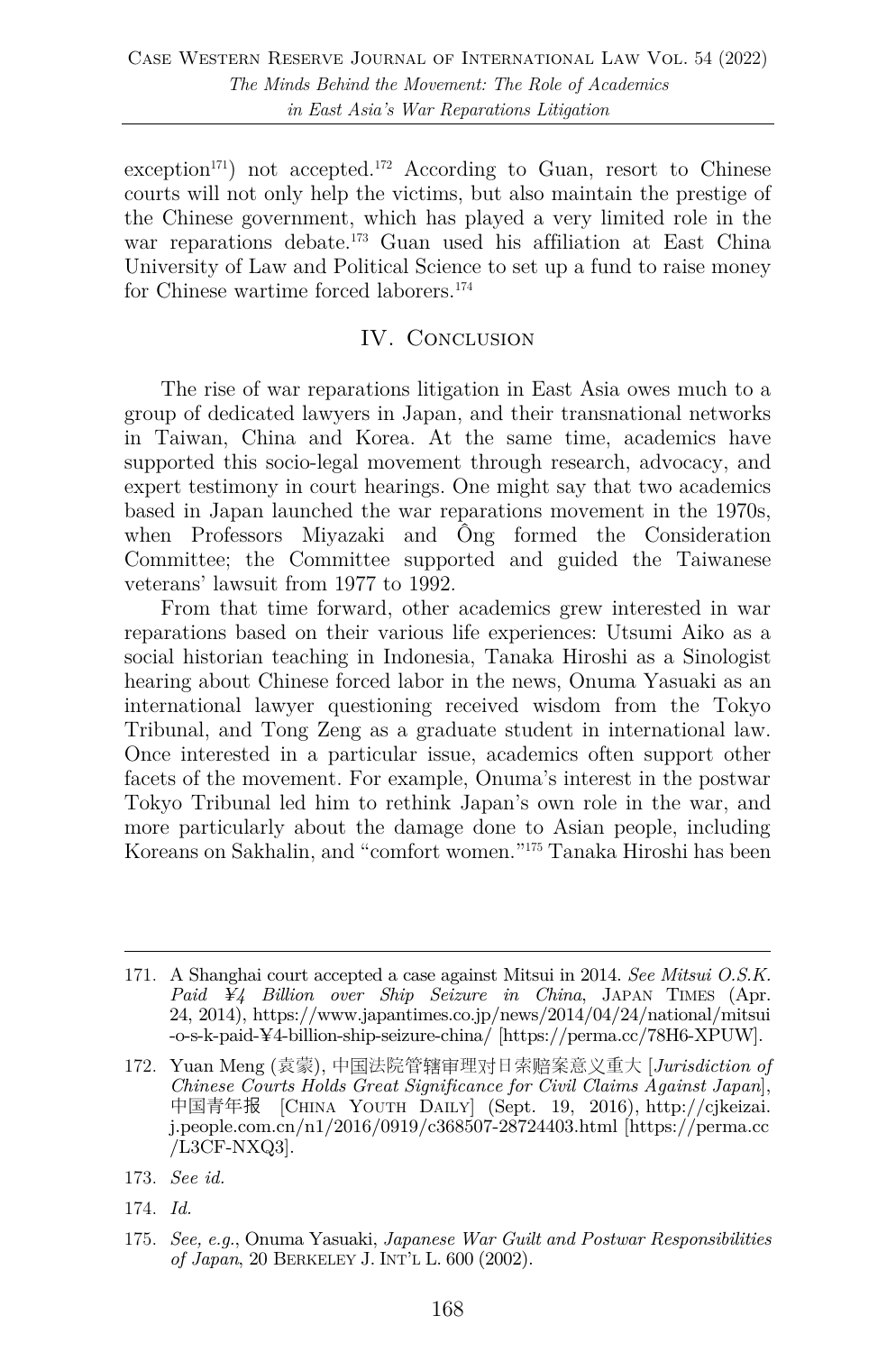exception[171]) not accepted.[172] According to Guan, resort to Chinese courts will not only help the victims, but also maintain the prestige of the Chinese government, which has played a very limited role in the war reparations debate.[173] Guan used his affiliation at East China University of Law and Political Science to set up a fund to raise money for Chinese wartime forced laborers.[174]

## IV. Conclusion

The rise of war reparations litigation in East Asia owes much to a group of dedicated lawyers in Japan, and their transnational networks in Taiwan, China and Korea. At the same time, academics have supported this socio-legal movement through research, advocacy, and expert testimony in court hearings. One might say that two academics based in Japan launched the war reparations movement in the 1970s, when Professors Miyazaki and Ông formed the Consideration Committee; the Committee supported and guided the Taiwanese veterans' lawsuit from 1977 to 1992.

From that time forward, other academics grew interested in war reparations based on their various life experiences: Utsumi Aiko as a social historian teaching in Indonesia, Tanaka Hiroshi as a Sinologist hearing about Chinese forced labor in the news, Onuma Yasuaki as an international lawyer questioning received wisdom from the Tokyo Tribunal, and Tong Zeng as a graduate student in international law. Once interested in a particular issue, academics often support other facets of the movement. For example, Onuma's interest in the postwar Tokyo Tribunal led him to rethink Japan's own role in the war, and more particularly about the damage done to Asian people, including Koreans on Sakhalin, and "comfort women."[175] Tanaka Hiroshi has been

---

171. A Shanghai court accepted a case against Mitsui in 2014. *See Mitsui O.S.K. Paid ¥4 Billion over Ship Seizure in China*, JAPAN TIMES (Apr. 24, 2014), https://www.japantimes.co.jp/news/2014/04/24/national/mitsui-o-s-k-paid-¥4-billion-ship-seizure-china/ [https://perma.cc/78H6-XPUW].

172. Yuan Meng (袁蒙), 中国法院管辖审理对日索赔案意义重大 [*Jurisdiction of Chinese Courts Holds Great Significance for Civil Claims Against Japan*], 中国青年报 [CHINA YOUTH DAILY] (Sept. 19, 2016), http://cjkeizai.j.people.com.cn/n1/2016/0919/c368507-28724403.html [https://perma.cc/L3CF-NXQ3].

173. *See id.*

174. *Id.*

175. *See, e.g.*, Onuma Yasuaki, *Japanese War Guilt and Postwar Responsibilities of Japan*, 20 BERKELEY J. INT'L L. 600 (2002).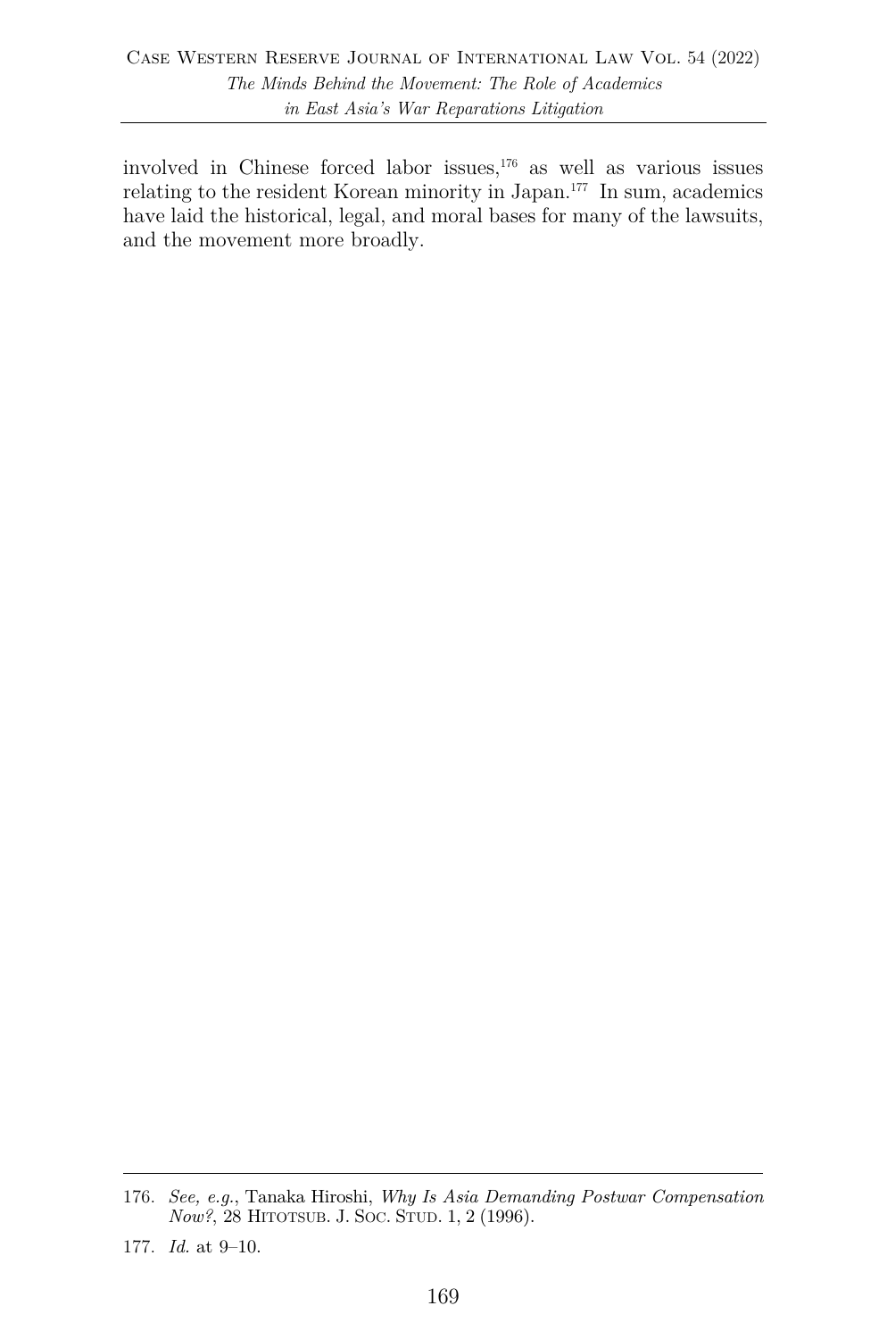involved in Chinese forced labor issues,[176] as well as various issues relating to the resident Korean minority in Japan.[177] In sum, academics have laid the historical, legal, and moral bases for many of the lawsuits, and the movement more broadly.

---

176. *See, e.g.*, Tanaka Hiroshi, *Why Is Asia Demanding Postwar Compensation Now?*, 28 HITOTSUB. J. SOC. STUD. 1, 2 (1996).

177. *Id.* at 9–10.